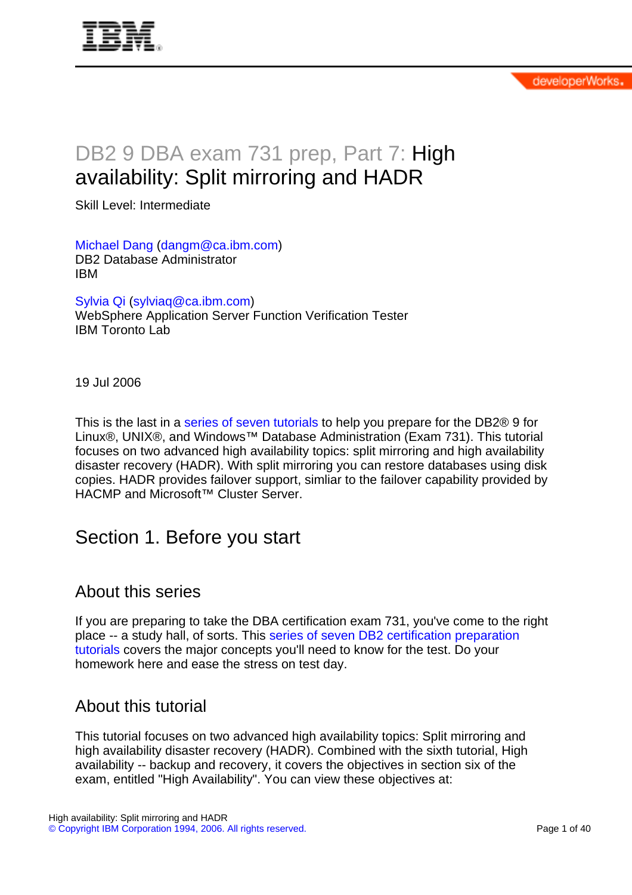# DB2 9 DBA exam 731 prep, Part 7: High availability: Split mirroring and HADR

Skill Level: Intermediate

Michael Dang (dangm@ca.ibm.com)
DB2 Database Administrator
IBM

Sylvia Qi (sylviaq@ca.ibm.com)
WebSphere Application Server Function Verification Tester
IBM Toronto Lab

19 Jul 2006

This is the last in a series of seven tutorials to help you prepare for the DB2® 9 for Linux®, UNIX®, and Windows™ Database Administration (Exam 731). This tutorial focuses on two advanced high availability topics: split mirroring and high availability disaster recovery (HADR). With split mirroring you can restore databases using disk copies. HADR provides failover support, simliar to the failover capability provided by HACMP and Microsoft™ Cluster Server.

## Section 1. Before you start

### About this series

If you are preparing to take the DBA certification exam 731, you've come to the right place -- a study hall, of sorts. This series of seven DB2 certification preparation tutorials covers the major concepts you'll need to know for the test. Do your homework here and ease the stress on test day.

### About this tutorial

This tutorial focuses on two advanced high availability topics: Split mirroring and high availability disaster recovery (HADR). Combined with the sixth tutorial, High availability -- backup and recovery, it covers the objectives in section six of the exam, entitled "High Availability". You can view these objectives at: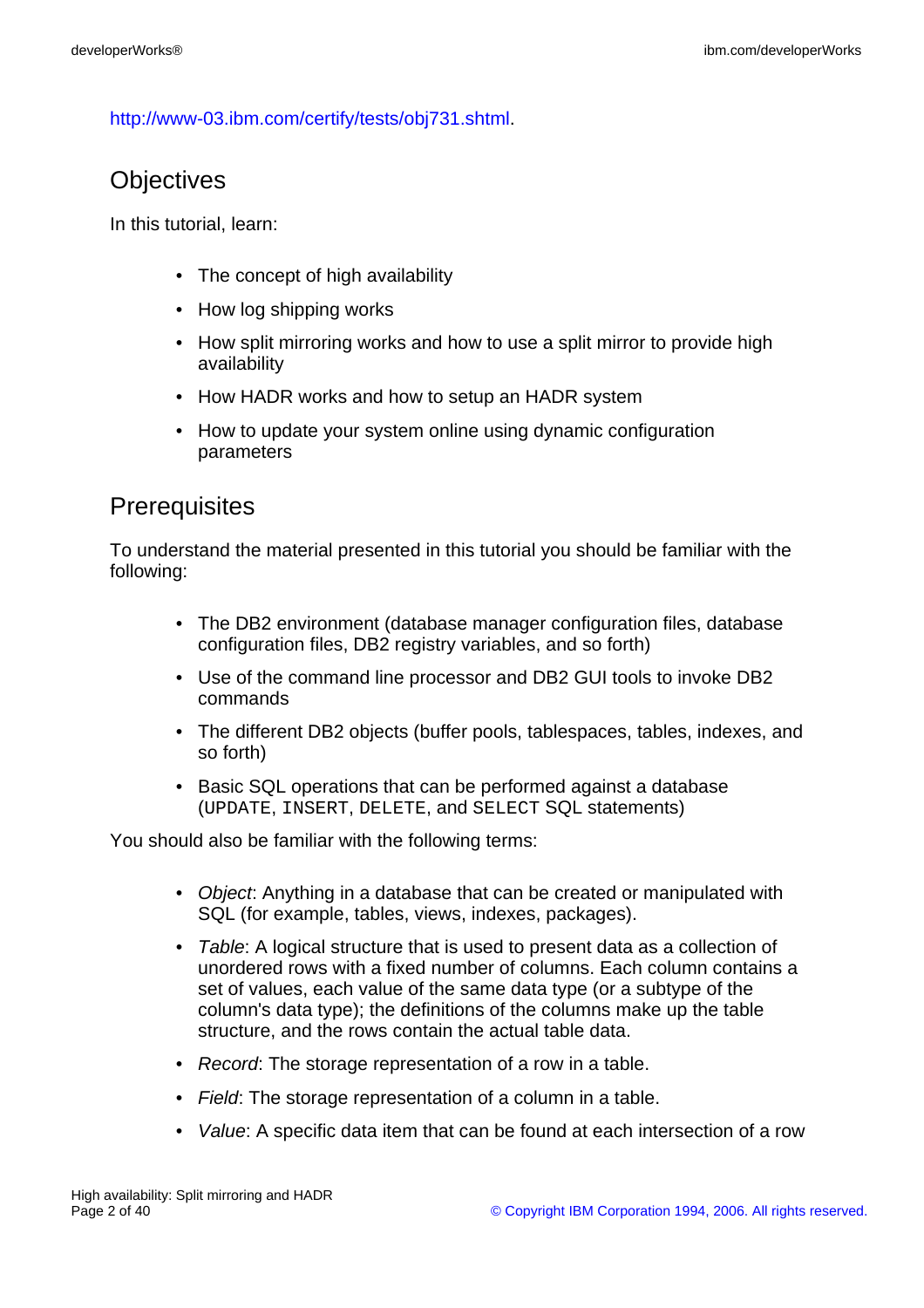http://www-03.ibm.com/certify/tests/obj731.shtml.

## Objectives

In this tutorial, learn:

- The concept of high availability
- How log shipping works
- How split mirroring works and how to use a split mirror to provide high availability
- How HADR works and how to setup an HADR system
- How to update your system online using dynamic configuration parameters

## Prerequisites

To understand the material presented in this tutorial you should be familiar with the following:

- The DB2 environment (database manager configuration files, database configuration files, DB2 registry variables, and so forth)
- Use of the command line processor and DB2 GUI tools to invoke DB2 commands
- The different DB2 objects (buffer pools, tablespaces, tables, indexes, and so forth)
- Basic SQL operations that can be performed against a database (`UPDATE`, `INSERT`, `DELETE`, and `SELECT` SQL statements)

You should also be familiar with the following terms:

- *Object*: Anything in a database that can be created or manipulated with SQL (for example, tables, views, indexes, packages).
- *Table*: A logical structure that is used to present data as a collection of unordered rows with a fixed number of columns. Each column contains a set of values, each value of the same data type (or a subtype of the column's data type); the definitions of the columns make up the table structure, and the rows contain the actual table data.
- *Record*: The storage representation of a row in a table.
- *Field*: The storage representation of a column in a table.
- *Value*: A specific data item that can be found at each intersection of a row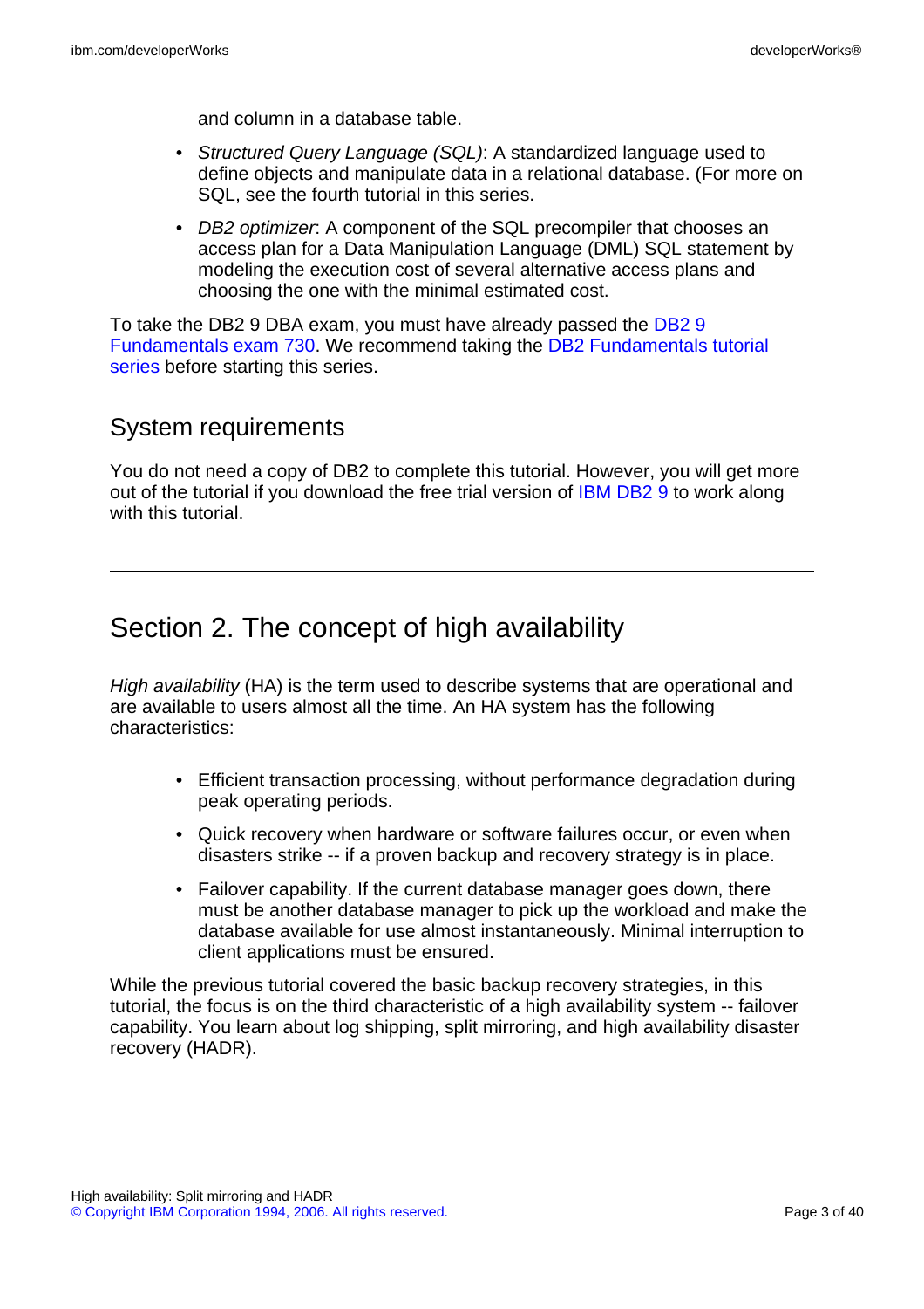and column in a database table.

- *Structured Query Language (SQL)*: A standardized language used to define objects and manipulate data in a relational database. (For more on SQL, see the fourth tutorial in this series.
- *DB2 optimizer*: A component of the SQL precompiler that chooses an access plan for a Data Manipulation Language (DML) SQL statement by modeling the execution cost of several alternative access plans and choosing the one with the minimal estimated cost.

To take the DB2 9 DBA exam, you must have already passed the DB2 9 Fundamentals exam 730. We recommend taking the DB2 Fundamentals tutorial series before starting this series.

## System requirements

You do not need a copy of DB2 to complete this tutorial. However, you will get more out of the tutorial if you download the free trial version of IBM DB2 9 to work along with this tutorial.

# Section 2. The concept of high availability

*High availability* (HA) is the term used to describe systems that are operational and are available to users almost all the time. An HA system has the following characteristics:

- Efficient transaction processing, without performance degradation during peak operating periods.
- Quick recovery when hardware or software failures occur, or even when disasters strike -- if a proven backup and recovery strategy is in place.
- Failover capability. If the current database manager goes down, there must be another database manager to pick up the workload and make the database available for use almost instantaneously. Minimal interruption to client applications must be ensured.

While the previous tutorial covered the basic backup recovery strategies, in this tutorial, the focus is on the third characteristic of a high availability system -- failover capability. You learn about log shipping, split mirroring, and high availability disaster recovery (HADR).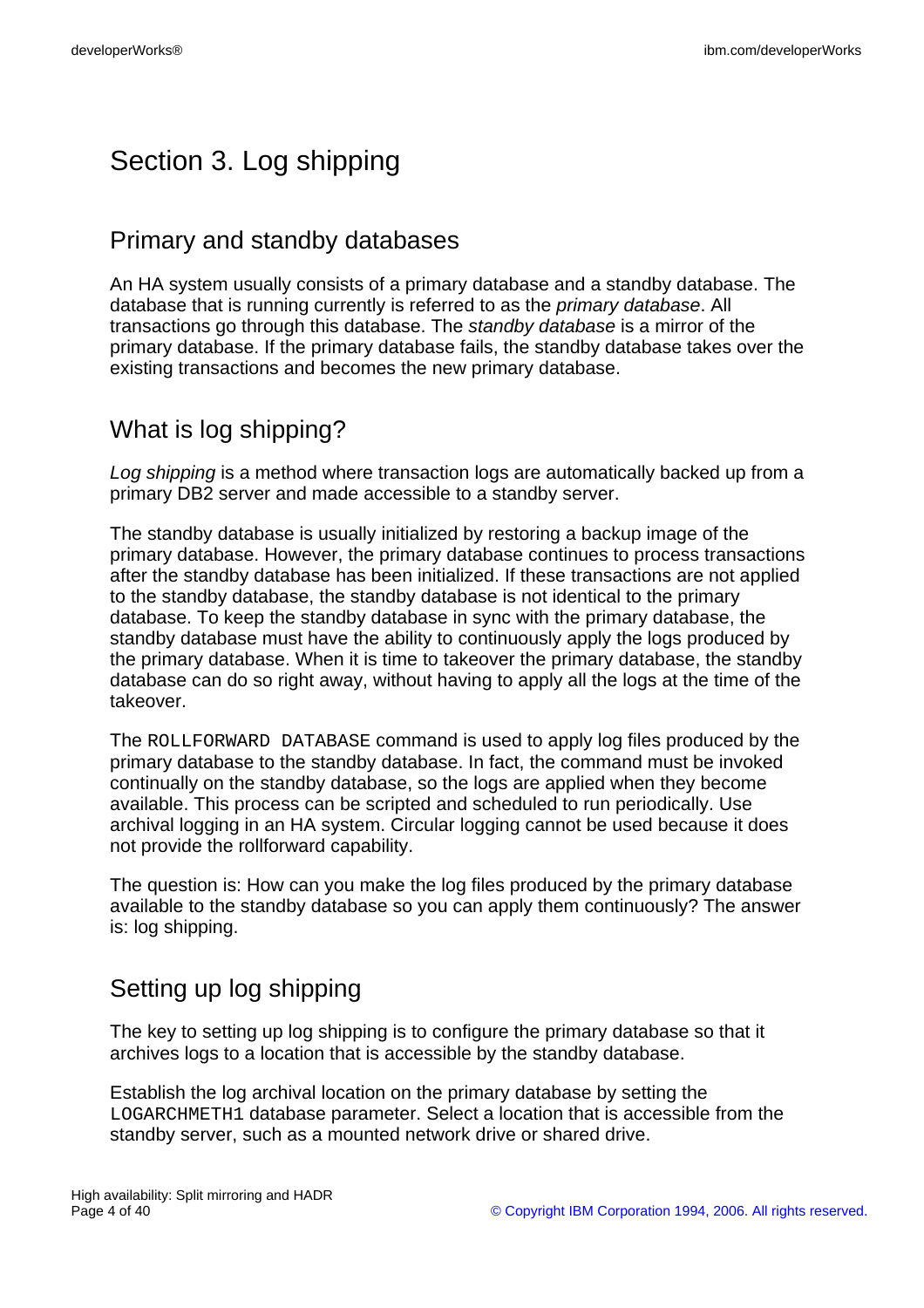# Section 3. Log shipping

## Primary and standby databases

An HA system usually consists of a primary database and a standby database. The database that is running currently is referred to as the *primary database*. All transactions go through this database. The *standby database* is a mirror of the primary database. If the primary database fails, the standby database takes over the existing transactions and becomes the new primary database.

## What is log shipping?

*Log shipping* is a method where transaction logs are automatically backed up from a primary DB2 server and made accessible to a standby server.

The standby database is usually initialized by restoring a backup image of the primary database. However, the primary database continues to process transactions after the standby database has been initialized. If these transactions are not applied to the standby database, the standby database is not identical to the primary database. To keep the standby database in sync with the primary database, the standby database must have the ability to continuously apply the logs produced by the primary database. When it is time to takeover the primary database, the standby database can do so right away, without having to apply all the logs at the time of the takeover.

The `ROLLFORWARD DATABASE` command is used to apply log files produced by the primary database to the standby database. In fact, the command must be invoked continually on the standby database, so the logs are applied when they become available. This process can be scripted and scheduled to run periodically. Use archival logging in an HA system. Circular logging cannot be used because it does not provide the rollforward capability.

The question is: How can you make the log files produced by the primary database available to the standby database so you can apply them continuously? The answer is: log shipping.

## Setting up log shipping

The key to setting up log shipping is to configure the primary database so that it archives logs to a location that is accessible by the standby database.

Establish the log archival location on the primary database by setting the `LOGARCHMETH1` database parameter. Select a location that is accessible from the standby server, such as a mounted network drive or shared drive.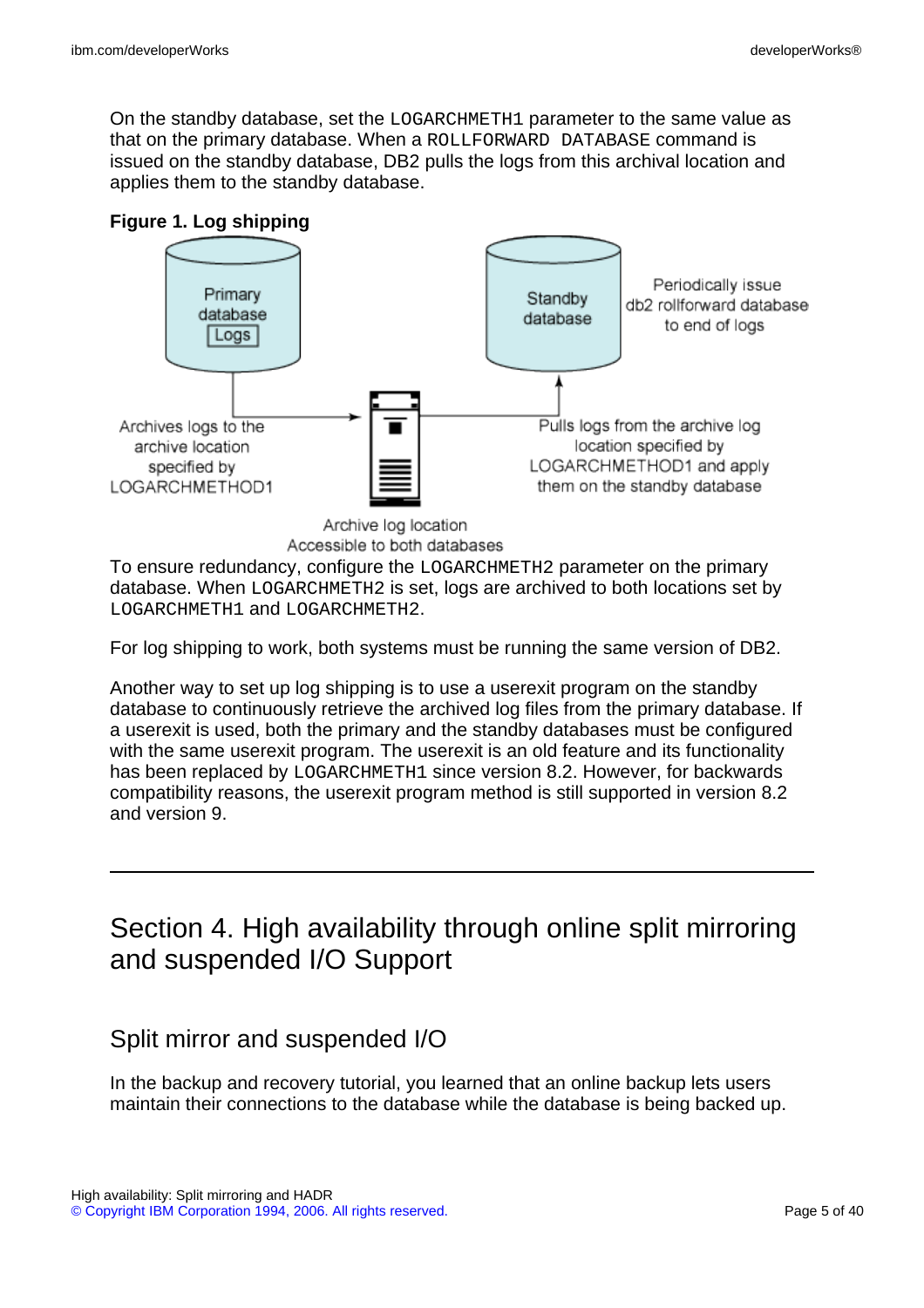On the standby database, set the LOGARCHMETH1 parameter to the same value as that on the primary database. When a ROLLFORWARD DATABASE command is issued on the standby database, DB2 pulls the logs from this archival location and applies them to the standby database.

**Figure 1. Log shipping**

Primary database Logs

Standby database

Periodically issue db2 rollforward database to end of logs

Archives logs to the archive location specified by LOGARCHMETHOD1

Pulls logs from the archive log location specified by LOGARCHMETHOD1 and apply them on the standby database

Archive log location Accessible to both databases

To ensure redundancy, configure the LOGARCHMETH2 parameter on the primary database. When LOGARCHMETH2 is set, logs are archived to both locations set by LOGARCHMETH1 and LOGARCHMETH2.

For log shipping to work, both systems must be running the same version of DB2.

Another way to set up log shipping is to use a userexit program on the standby database to continuously retrieve the archived log files from the primary database. If a userexit is used, both the primary and the standby databases must be configured with the same userexit program. The userexit is an old feature and its functionality has been replaced by LOGARCHMETH1 since version 8.2. However, for backwards compatibility reasons, the userexit program method is still supported in version 8.2 and version 9.

# Section 4. High availability through online split mirroring and suspended I/O Support

## Split mirror and suspended I/O

In the backup and recovery tutorial, you learned that an online backup lets users maintain their connections to the database while the database is being backed up.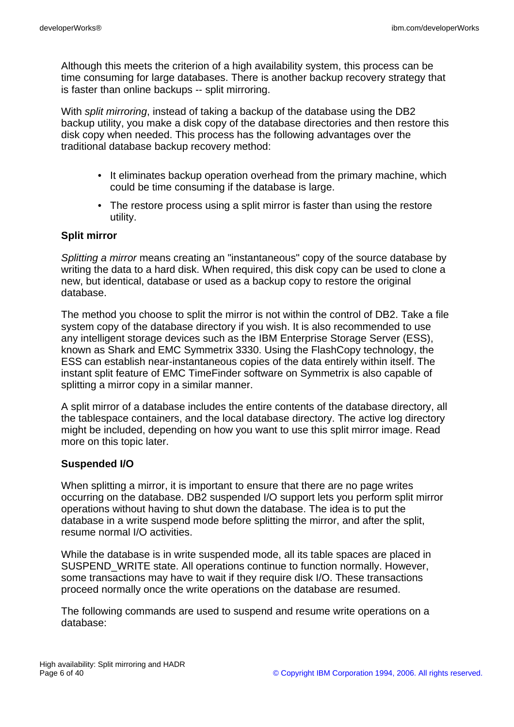Although this meets the criterion of a high availability system, this process can be time consuming for large databases. There is another backup recovery strategy that is faster than online backups -- split mirroring.

With *split mirroring*, instead of taking a backup of the database using the DB2 backup utility, you make a disk copy of the database directories and then restore this disk copy when needed. This process has the following advantages over the traditional database backup recovery method:

- It eliminates backup operation overhead from the primary machine, which could be time consuming if the database is large.
- The restore process using a split mirror is faster than using the restore utility.

**Split mirror**

*Splitting a mirror* means creating an "instantaneous" copy of the source database by writing the data to a hard disk. When required, this disk copy can be used to clone a new, but identical, database or used as a backup copy to restore the original database.

The method you choose to split the mirror is not within the control of DB2. Take a file system copy of the database directory if you wish. It is also recommended to use any intelligent storage devices such as the IBM Enterprise Storage Server (ESS), known as Shark and EMC Symmetrix 3330. Using the FlashCopy technology, the ESS can establish near-instantaneous copies of the data entirely within itself. The instant split feature of EMC TimeFinder software on Symmetrix is also capable of splitting a mirror copy in a similar manner.

A split mirror of a database includes the entire contents of the database directory, all the tablespace containers, and the local database directory. The active log directory might be included, depending on how you want to use this split mirror image. Read more on this topic later.

**Suspended I/O**

When splitting a mirror, it is important to ensure that there are no page writes occurring on the database. DB2 suspended I/O support lets you perform split mirror operations without having to shut down the database. The idea is to put the database in a write suspend mode before splitting the mirror, and after the split, resume normal I/O activities.

While the database is in write suspended mode, all its table spaces are placed in SUSPEND_WRITE state. All operations continue to function normally. However, some transactions may have to wait if they require disk I/O. These transactions proceed normally once the write operations on the database are resumed.

The following commands are used to suspend and resume write operations on a database: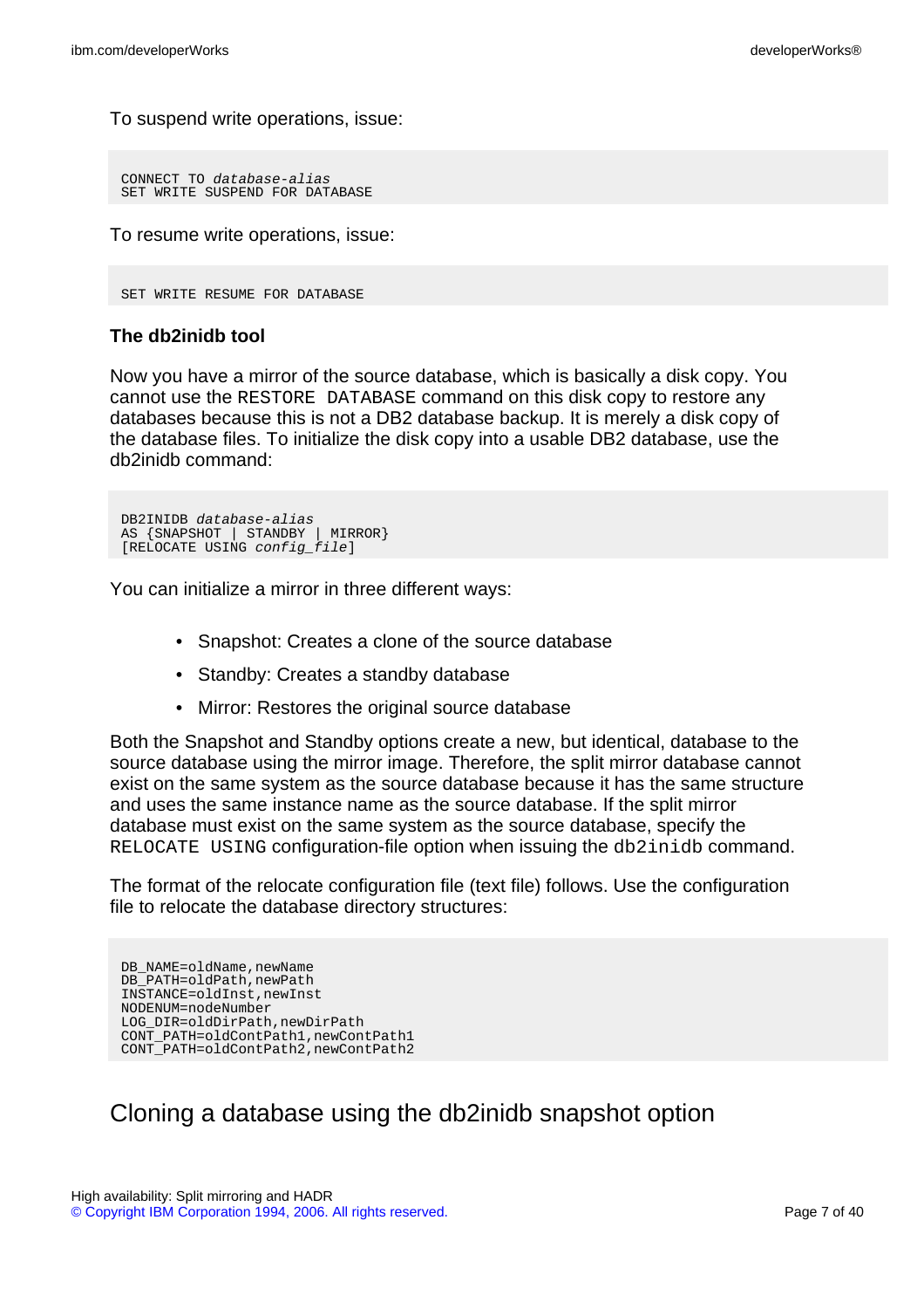To suspend write operations, issue:

```
CONNECT TO database-alias
SET WRITE SUSPEND FOR DATABASE
```

To resume write operations, issue:

```
SET WRITE RESUME FOR DATABASE
```

### The db2inidb tool

Now you have a mirror of the source database, which is basically a disk copy. You cannot use the `RESTORE DATABASE` command on this disk copy to restore any databases because this is not a DB2 database backup. It is merely a disk copy of the database files. To initialize the disk copy into a usable DB2 database, use the db2inidb command:

```
DB2INIDB database-alias
AS {SNAPSHOT | STANDBY | MIRROR}
[RELOCATE USING config_file]
```

You can initialize a mirror in three different ways:

- Snapshot: Creates a clone of the source database
- Standby: Creates a standby database
- Mirror: Restores the original source database

Both the Snapshot and Standby options create a new, but identical, database to the source database using the mirror image. Therefore, the split mirror database cannot exist on the same system as the source database because it has the same structure and uses the same instance name as the source database. If the split mirror database must exist on the same system as the source database, specify the `RELOCATE USING` configuration-file option when issuing the `db2inidb` command.

The format of the relocate configuration file (text file) follows. Use the configuration file to relocate the database directory structures:

```
DB_NAME=oldName,newName
DB_PATH=oldPath,newPath
INSTANCE=oldInst,newInst
NODENUM=nodeNumber
LOG_DIR=oldDirPath,newDirPath
CONT_PATH=oldContPath1,newContPath1
CONT_PATH=oldContPath2,newContPath2
```

## Cloning a database using the db2inidb snapshot option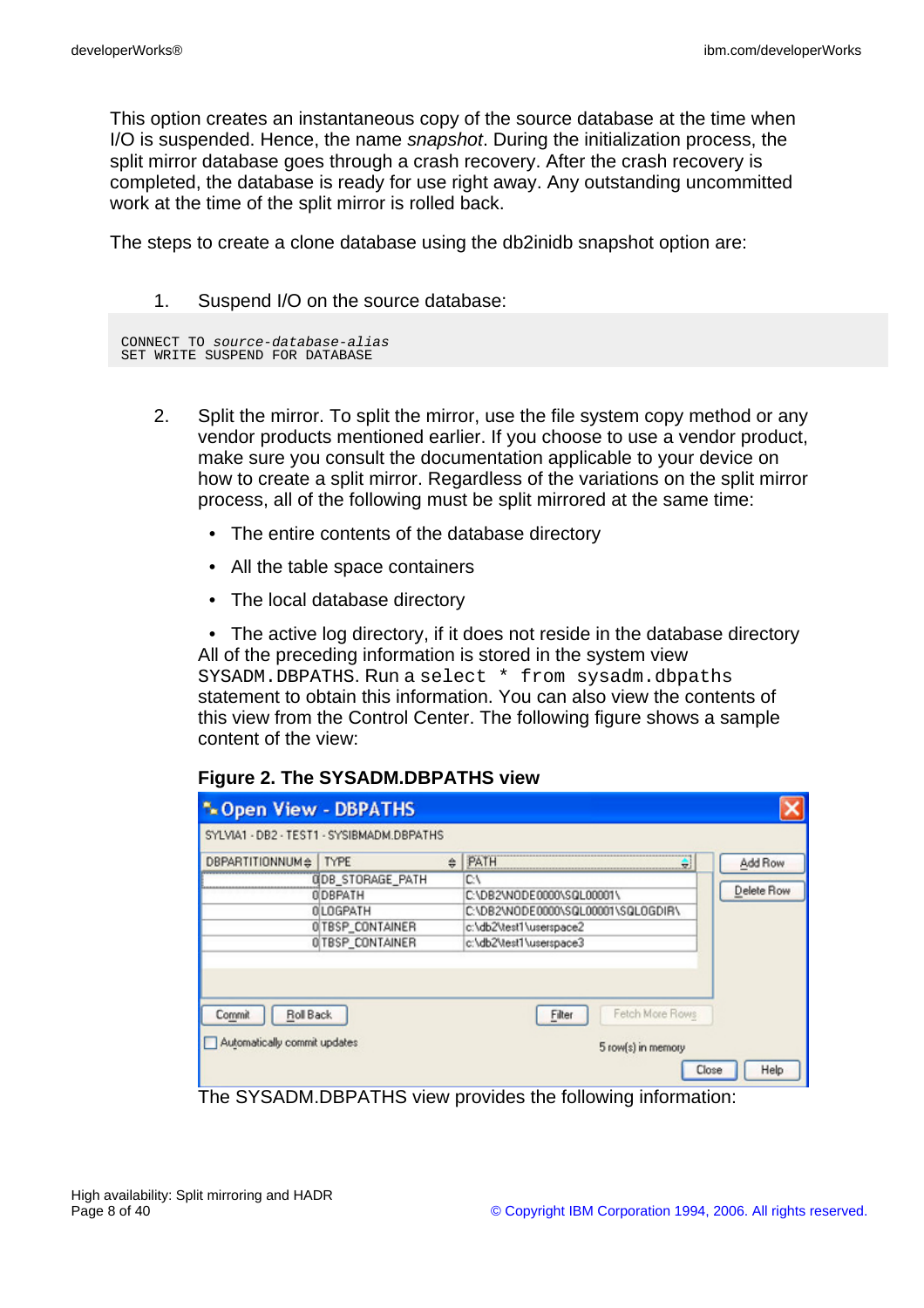This option creates an instantaneous copy of the source database at the time when I/O is suspended. Hence, the name *snapshot*. During the initialization process, the split mirror database goes through a crash recovery. After the crash recovery is completed, the database is ready for use right away. Any outstanding uncommitted work at the time of the split mirror is rolled back.

The steps to create a clone database using the db2inidb snapshot option are:

1. Suspend I/O on the source database:

```
CONNECT TO source-database-alias
SET WRITE SUSPEND FOR DATABASE
```

2. Split the mirror. To split the mirror, use the file system copy method or any vendor products mentioned earlier. If you choose to use a vendor product, make sure you consult the documentation applicable to your device on how to create a split mirror. Regardless of the variations on the split mirror process, all of the following must be split mirrored at the same time:

   - The entire contents of the database directory
   - All the table space containers
   - The local database directory
   - The active log directory, if it does not reside in the database directory

   All of the preceding information is stored in the system view `SYSADM.DBPATHS`. Run a `select * from sysadm.dbpaths` statement to obtain this information. You can also view the contents of this view from the Control Center. The following figure shows a sample content of the view:

   **Figure 2. The SYSADM.DBPATHS view**

   The SYSADM.DBPATHS view provides the following information: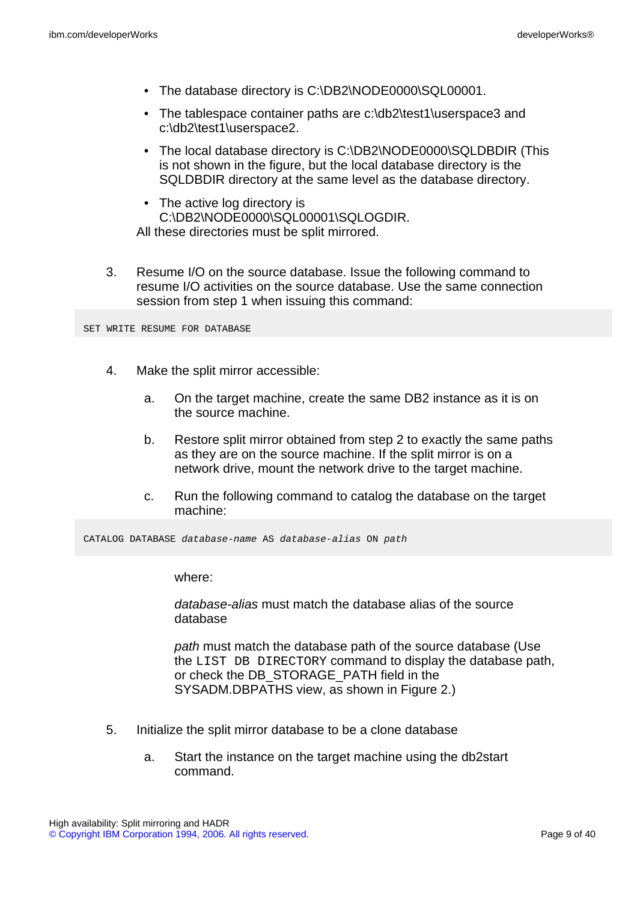- The database directory is C:\DB2\NODE0000\SQL00001.
- The tablespace container paths are c:\db2\test1\userspace3 and c:\db2\test1\userspace2.
- The local database directory is C:\DB2\NODE0000\SQLDBDIR (This is not shown in the figure, but the local database directory is the SQLDBDIR directory at the same level as the database directory.
- The active log directory is C:\DB2\NODE0000\SQL00001\SQLOGDIR.

All these directories must be split mirrored.

3. Resume I/O on the source database. Issue the following command to resume I/O activities on the source database. Use the same connection session from step 1 when issuing this command:

```
SET WRITE RESUME FOR DATABASE
```

4. Make the split mirror accessible:

   a. On the target machine, create the same DB2 instance as it is on the source machine.

   b. Restore split mirror obtained from step 2 to exactly the same paths as they are on the source machine. If the split mirror is on a network drive, mount the network drive to the target machine.

   c. Run the following command to catalog the database on the target machine:

```
CATALOG DATABASE database-name AS database-alias ON path
```

   where:

   *database-alias* must match the database alias of the source database

   *path* must match the database path of the source database (Use the `LIST DB DIRECTORY` command to display the database path, or check the DB_STORAGE_PATH field in the SYSADM.DBPATHS view, as shown in Figure 2.)

5. Initialize the split mirror database to be a clone database

   a. Start the instance on the target machine using the db2start command.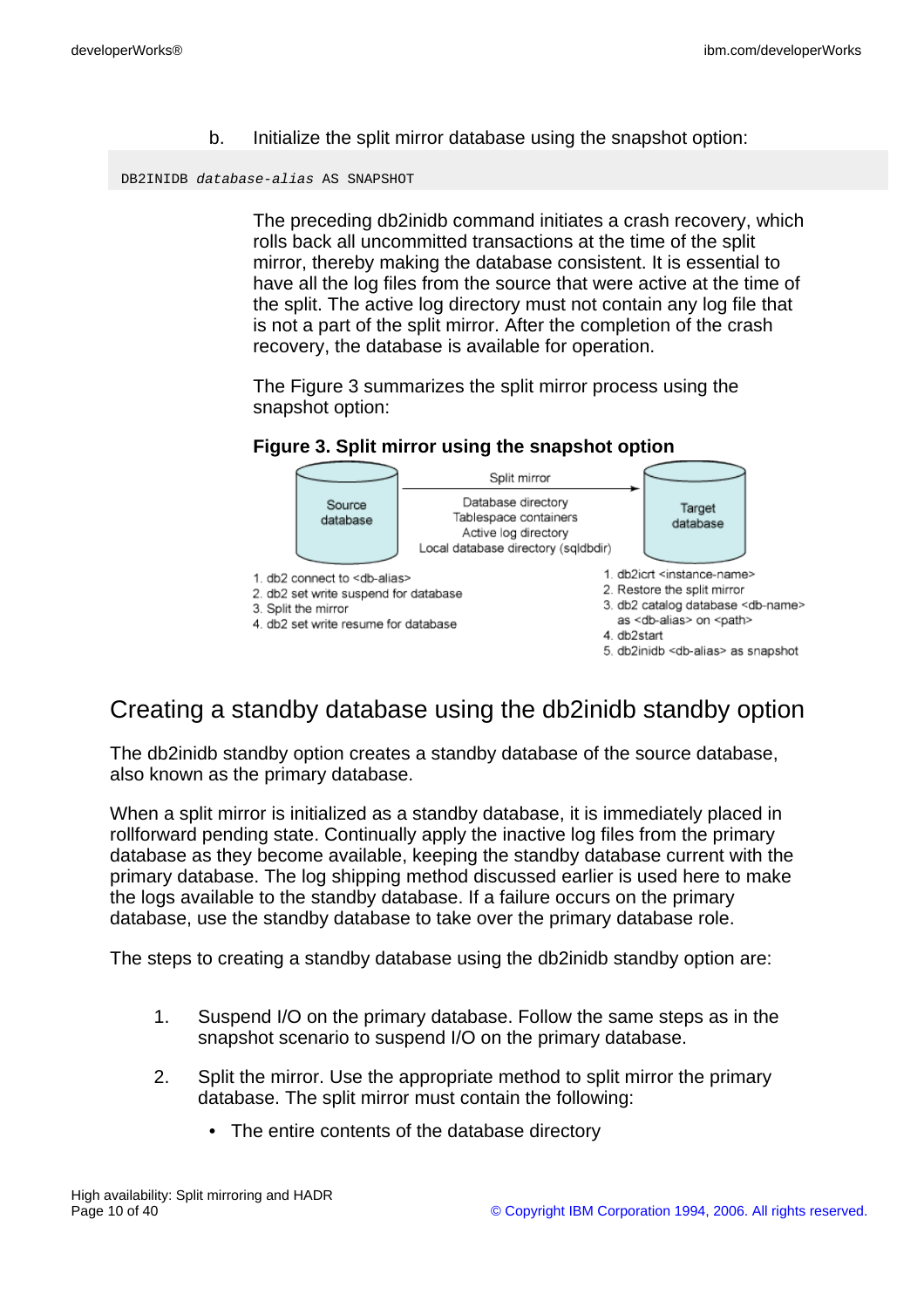b. Initialize the split mirror database using the snapshot option:

```
DB2INIDB database-alias AS SNAPSHOT
```

The preceding db2inidb command initiates a crash recovery, which rolls back all uncommitted transactions at the time of the split mirror, thereby making the database consistent. It is essential to have all the log files from the source that were active at the time of the split. The active log directory must not contain any log file that is not a part of the split mirror. After the completion of the crash recovery, the database is available for operation.

The Figure 3 summarizes the split mirror process using the snapshot option:

**Figure 3. Split mirror using the snapshot option**

Source database — Split mirror → Target database

Database directory
Tablespace containers
Active log directory
Local database directory (sqldbdir)

1. db2 connect to <db-alias>
2. db2 set write suspend for database
3. Split the mirror
4. db2 set write resume for database

1. db2icrt <instance-name>
2. Restore the split mirror
3. db2 catalog database <db-name> as <db-alias> on <path>
4. db2start
5. db2inidb <db-alias> as snapshot

## Creating a standby database using the db2inidb standby option

The db2inidb standby option creates a standby database of the source database, also known as the primary database.

When a split mirror is initialized as a standby database, it is immediately placed in rollforward pending state. Continually apply the inactive log files from the primary database as they become available, keeping the standby database current with the primary database. The log shipping method discussed earlier is used here to make the logs available to the standby database. If a failure occurs on the primary database, use the standby database to take over the primary database role.

The steps to creating a standby database using the db2inidb standby option are:

1. Suspend I/O on the primary database. Follow the same steps as in the snapshot scenario to suspend I/O on the primary database.
2. Split the mirror. Use the appropriate method to split mirror the primary database. The split mirror must contain the following:
   - The entire contents of the database directory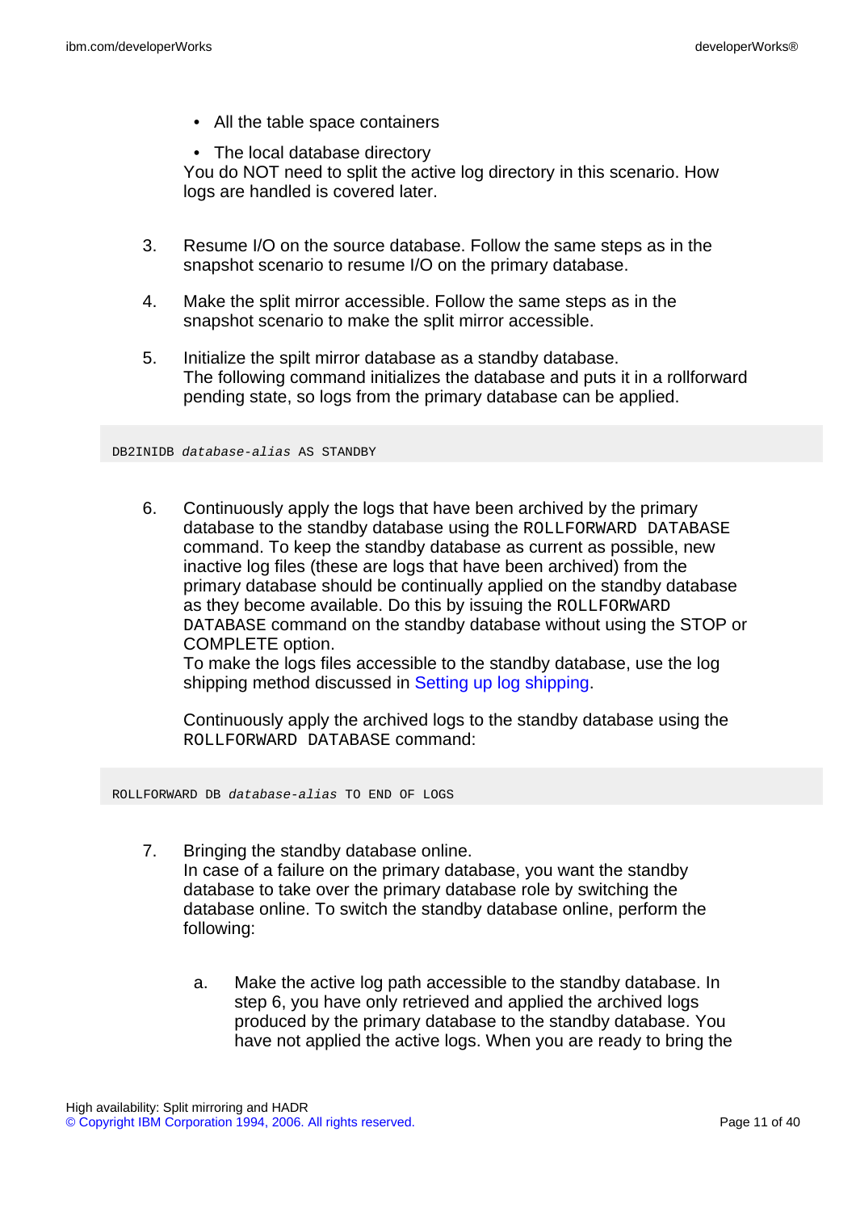- All the table space containers
- The local database directory

You do NOT need to split the active log directory in this scenario. How logs are handled is covered later.

3. Resume I/O on the source database. Follow the same steps as in the snapshot scenario to resume I/O on the primary database.

4. Make the split mirror accessible. Follow the same steps as in the snapshot scenario to make the split mirror accessible.

5. Initialize the spilt mirror database as a standby database.
   The following command initializes the database and puts it in a rollforward pending state, so logs from the primary database can be applied.

```
DB2INIDB database-alias AS STANDBY
```

6. Continuously apply the logs that have been archived by the primary database to the standby database using the `ROLLFORWARD DATABASE` command. To keep the standby database as current as possible, new inactive log files (these are logs that have been archived) from the primary database should be continually applied on the standby database as they become available. Do this by issuing the `ROLLFORWARD DATABASE` command on the standby database without using the STOP or COMPLETE option.
   To make the logs files accessible to the standby database, use the log shipping method discussed in Setting up log shipping.

   Continuously apply the archived logs to the standby database using the `ROLLFORWARD DATABASE` command:

```
ROLLFORWARD DB database-alias TO END OF LOGS
```

7. Bringing the standby database online.
   In case of a failure on the primary database, you want the standby database to take over the primary database role by switching the database online. To switch the standby database online, perform the following:

   a. Make the active log path accessible to the standby database. In step 6, you have only retrieved and applied the archived logs produced by the primary database to the standby database. You have not applied the active logs. When you are ready to bring the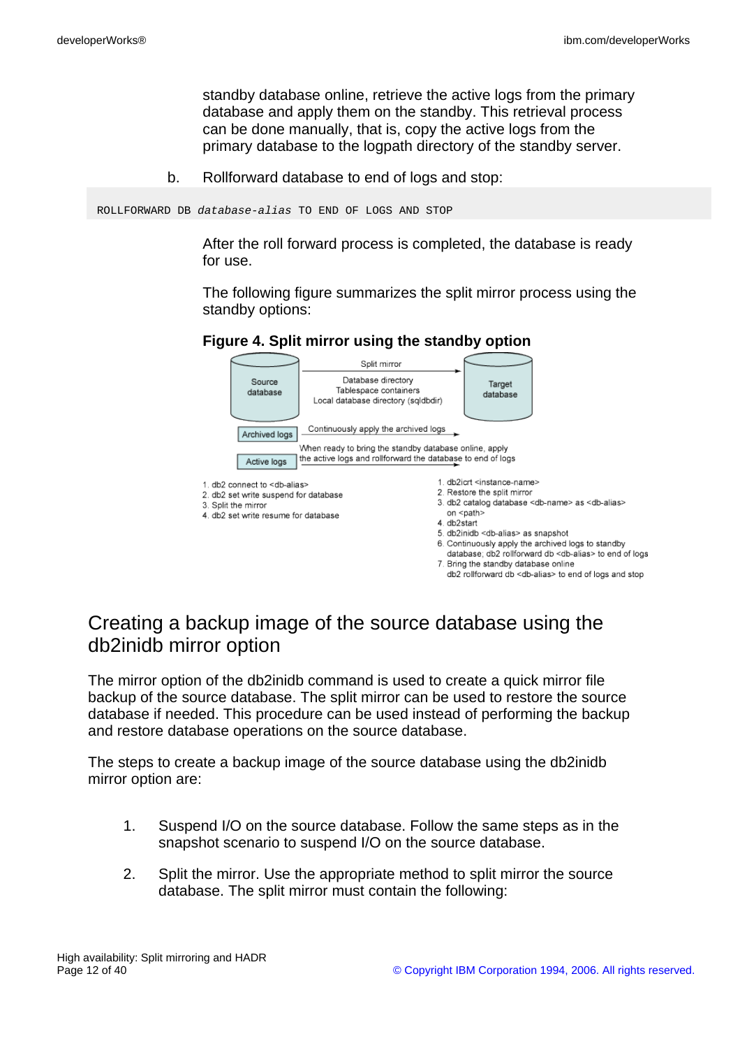standby database online, retrieve the active logs from the primary database and apply them on the standby. This retrieval process can be done manually, that is, copy the active logs from the primary database to the logpath directory of the standby server.

b. Rollforward database to end of logs and stop:

```
ROLLFORWARD DB database-alias TO END OF LOGS AND STOP
```

After the roll forward process is completed, the database is ready for use.

The following figure summarizes the split mirror process using the standby options:

**Figure 4. Split mirror using the standby option**

Source database — Split mirror → Target database

Database directory
Tablespace containers
Local database directory (sqldbdir)

Archived logs — Continuously apply the archived logs →

Active logs — When ready to bring the standby database online, apply the active logs and rollforward the database to end of logs →

1. db2 connect to <db-alias>
2. db2 set write suspend for database
3. Split the mirror
4. db2 set write resume for database

1. db2icrt <instance-name>
2. Restore the split mirror
3. db2 catalog database <db-name> as <db-alias> on <path>
4. db2start
5. db2inidb <db-alias> as snapshot
6. Continuously apply the archived logs to standby database; db2 rollforward db <db-alias> to end of logs
7. Bring the standby database online
   db2 rollforward db <db-alias> to end of logs and stop

## Creating a backup image of the source database using the db2inidb mirror option

The mirror option of the db2inidb command is used to create a quick mirror file backup of the source database. The split mirror can be used to restore the source database if needed. This procedure can be used instead of performing the backup and restore database operations on the source database.

The steps to create a backup image of the source database using the db2inidb mirror option are:

1. Suspend I/O on the source database. Follow the same steps as in the snapshot scenario to suspend I/O on the source database.
2. Split the mirror. Use the appropriate method to split mirror the source database. The split mirror must contain the following: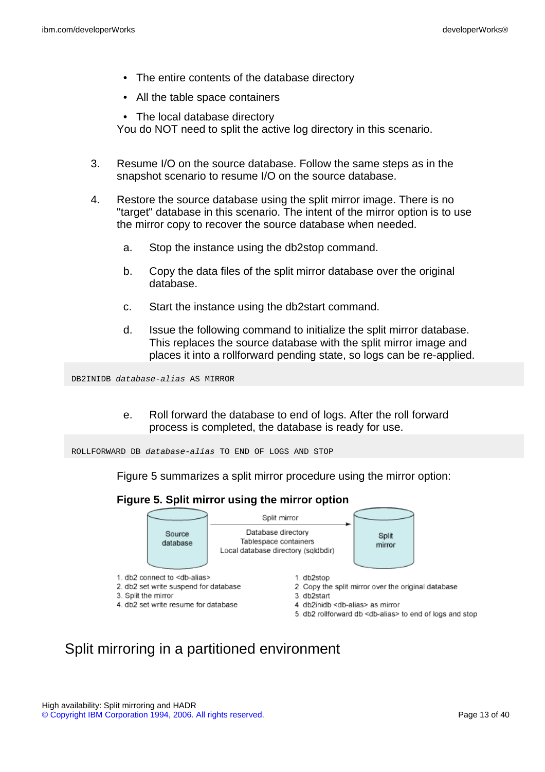- The entire contents of the database directory
- All the table space containers
- The local database directory

You do NOT need to split the active log directory in this scenario.

3. Resume I/O on the source database. Follow the same steps as in the snapshot scenario to resume I/O on the source database.

4. Restore the source database using the split mirror image. There is no "target" database in this scenario. The intent of the mirror option is to use the mirror copy to recover the source database when needed.

   a. Stop the instance using the db2stop command.

   b. Copy the data files of the split mirror database over the original database.

   c. Start the instance using the db2start command.

   d. Issue the following command to initialize the split mirror database. This replaces the source database with the split mirror image and places it into a rollforward pending state, so logs can be re-applied.

```
DB2INIDB database-alias AS MIRROR
```

   e. Roll forward the database to end of logs. After the roll forward process is completed, the database is ready for use.

```
ROLLFORWARD DB database-alias TO END OF LOGS AND STOP
```

Figure 5 summarizes a split mirror procedure using the mirror option:

**Figure 5. Split mirror using the mirror option**

Source database → Split mirror (Database directory, Tablespace containers, Local database directory (sqldbdir)) → Split mirror

1. db2 connect to <db-alias>
2. db2 set write suspend for database
3. Split the mirror
4. db2 set write resume for database

1. db2stop
2. Copy the split mirror over the original database
3. db2start
4. db2inidb <db-alias> as mirror
5. db2 rollforward db <db-alias> to end of logs and stop

## Split mirroring in a partitioned environment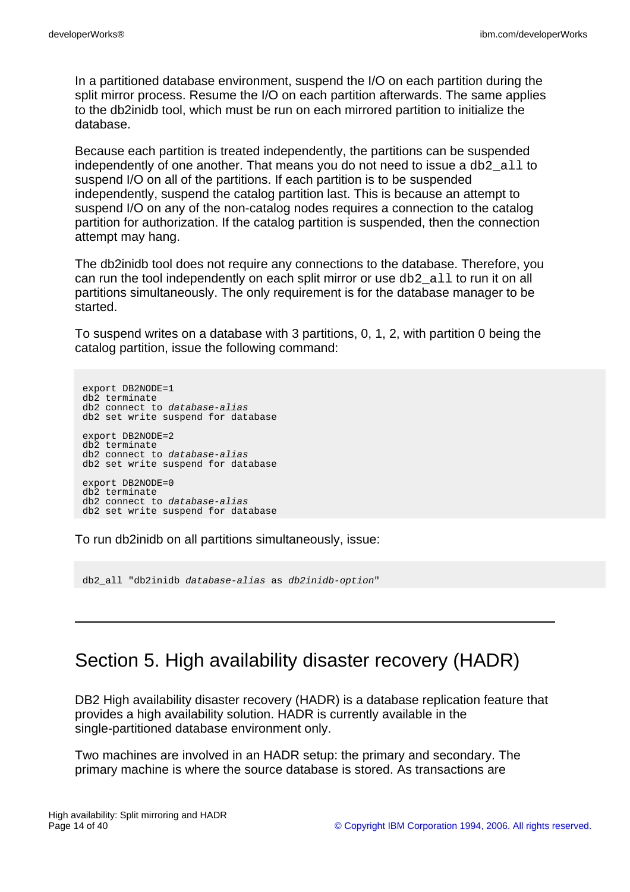In a partitioned database environment, suspend the I/O on each partition during the split mirror process. Resume the I/O on each partition afterwards. The same applies to the db2inidb tool, which must be run on each mirrored partition to initialize the database.

Because each partition is treated independently, the partitions can be suspended independently of one another. That means you do not need to issue a `db2_all` to suspend I/O on all of the partitions. If each partition is to be suspended independently, suspend the catalog partition last. This is because an attempt to suspend I/O on any of the non-catalog nodes requires a connection to the catalog partition for authorization. If the catalog partition is suspended, then the connection attempt may hang.

The db2inidb tool does not require any connections to the database. Therefore, you can run the tool independently on each split mirror or use `db2_all` to run it on all partitions simultaneously. The only requirement is for the database manager to be started.

To suspend writes on a database with 3 partitions, 0, 1, 2, with partition 0 being the catalog partition, issue the following command:

```
export DB2NODE=1
db2 terminate
db2 connect to database-alias
db2 set write suspend for database

export DB2NODE=2
db2 terminate
db2 connect to database-alias
db2 set write suspend for database

export DB2NODE=0
db2 terminate
db2 connect to database-alias
db2 set write suspend for database
```

To run db2inidb on all partitions simultaneously, issue:

```
db2_all "db2inidb database-alias as db2inidb-option"
```

---

## Section 5. High availability disaster recovery (HADR)

DB2 High availability disaster recovery (HADR) is a database replication feature that provides a high availability solution. HADR is currently available in the single-partitioned database environment only.

Two machines are involved in an HADR setup: the primary and secondary. The primary machine is where the source database is stored. As transactions are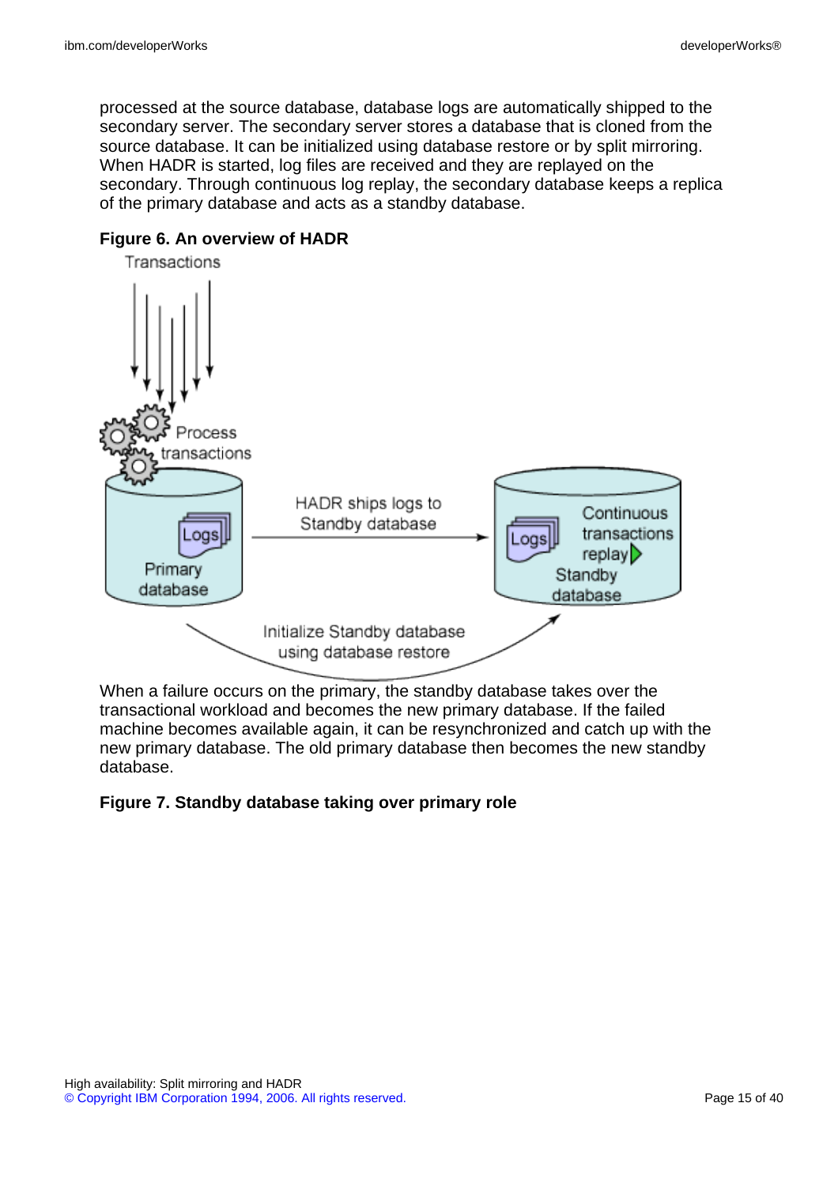processed at the source database, database logs are automatically shipped to the secondary server. The secondary server stores a database that is cloned from the source database. It can be initialized using database restore or by split mirroring. When HADR is started, log files are received and they are replayed on the secondary. Through continuous log replay, the secondary database keeps a replica of the primary database and acts as a standby database.

**Figure 6. An overview of HADR**

When a failure occurs on the primary, the standby database takes over the transactional workload and becomes the new primary database. If the failed machine becomes available again, it can be resynchronized and catch up with the new primary database. The old primary database then becomes the new standby database.

**Figure 7. Standby database taking over primary role**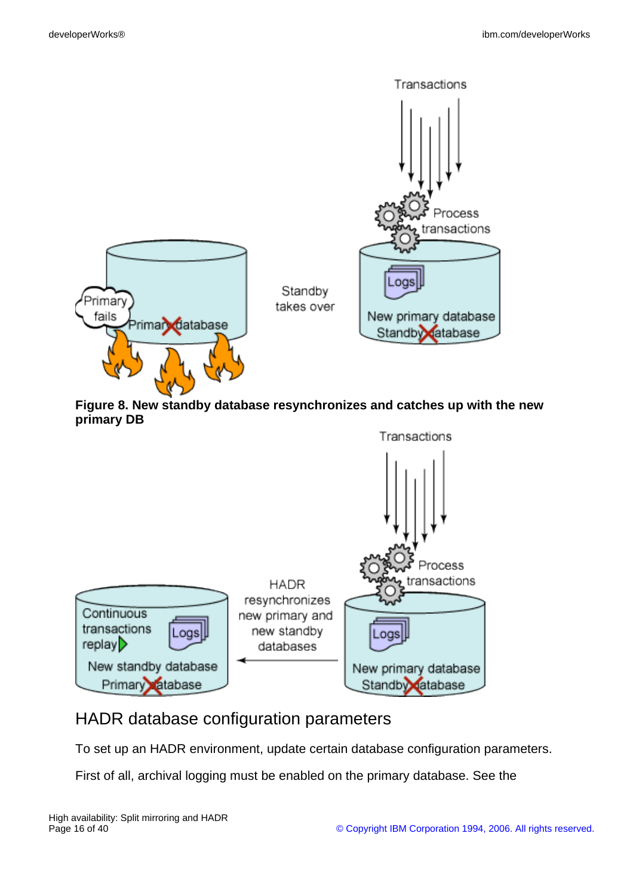**Figure 8. New standby database resynchronizes and catches up with the new primary DB**

## HADR database configuration parameters

To set up an HADR environment, update certain database configuration parameters.

First of all, archival logging must be enabled on the primary database. See the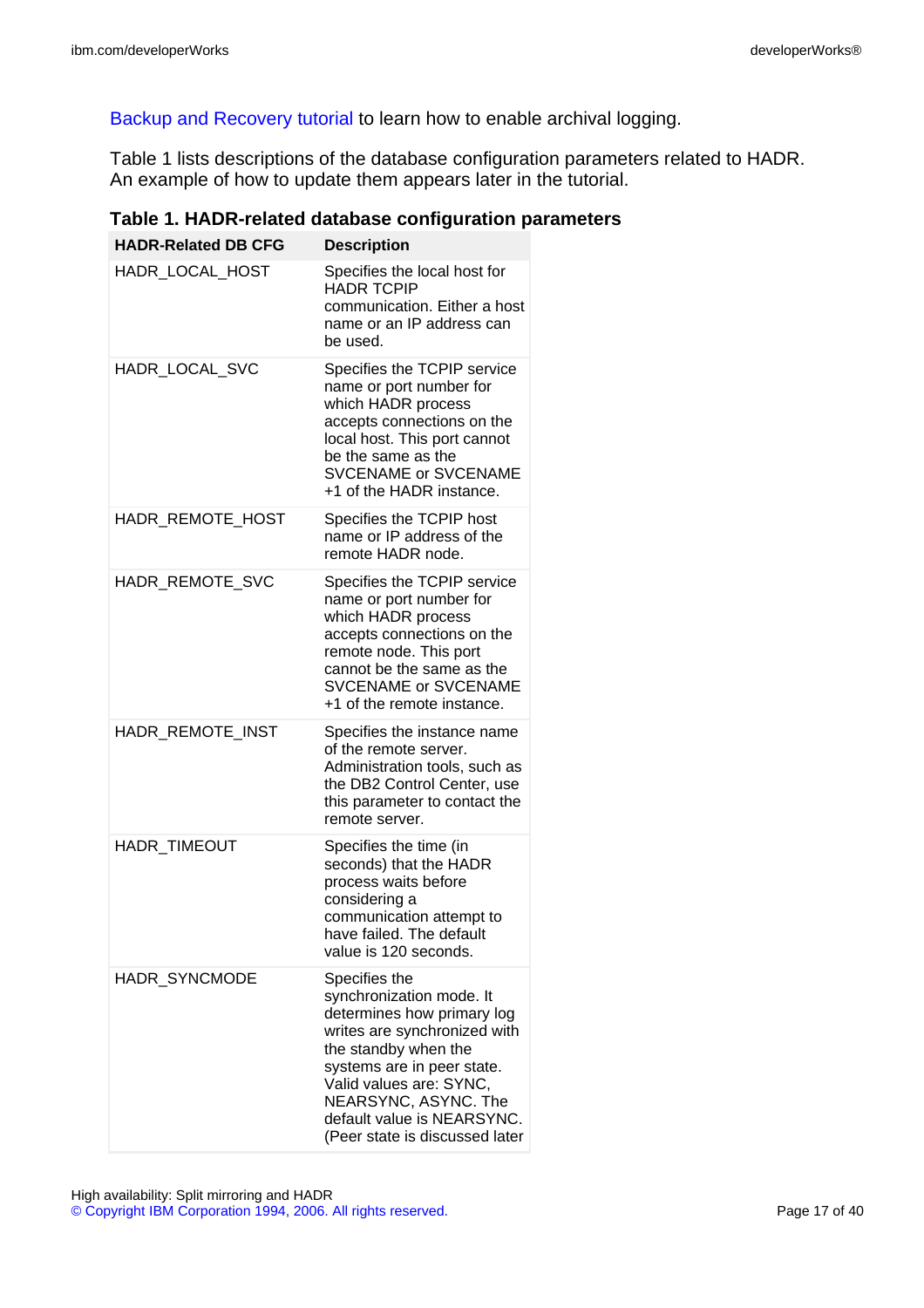Backup and Recovery tutorial to learn how to enable archival logging.

Table 1 lists descriptions of the database configuration parameters related to HADR. An example of how to update them appears later in the tutorial.

**Table 1. HADR-related database configuration parameters**

| HADR-Related DB CFG | Description |
|---|---|
| HADR_LOCAL_HOST | Specifies the local host for HADR TCPIP communication. Either a host name or an IP address can be used. |
| HADR_LOCAL_SVC | Specifies the TCPIP service name or port number for which HADR process accepts connections on the local host. This port cannot be the same as the SVCENAME or SVCENAME +1 of the HADR instance. |
| HADR_REMOTE_HOST | Specifies the TCPIP host name or IP address of the remote HADR node. |
| HADR_REMOTE_SVC | Specifies the TCPIP service name or port number for which HADR process accepts connections on the remote node. This port cannot be the same as the SVCENAME or SVCENAME +1 of the remote instance. |
| HADR_REMOTE_INST | Specifies the instance name of the remote server. Administration tools, such as the DB2 Control Center, use this parameter to contact the remote server. |
| HADR_TIMEOUT | Specifies the time (in seconds) that the HADR process waits before considering a communication attempt to have failed. The default value is 120 seconds. |
| HADR_SYNCMODE | Specifies the synchronization mode. It determines how primary log writes are synchronized with the standby when the systems are in peer state. Valid values are: SYNC, NEARSYNC, ASYNC. The default value is NEARSYNC. (Peer state is discussed later |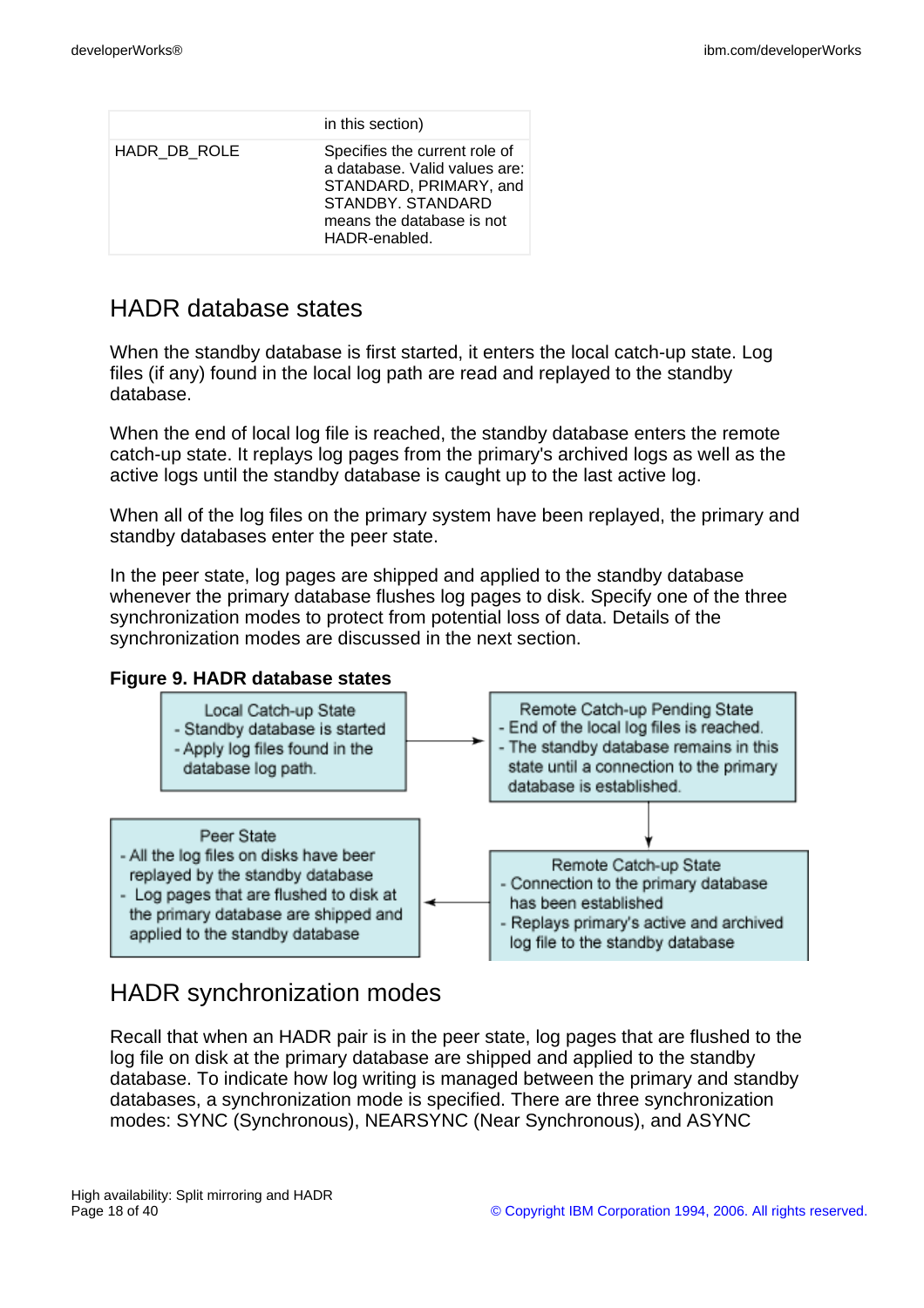| | in this section) |
|---|---|
| HADR_DB_ROLE | Specifies the current role of a database. Valid values are: STANDARD, PRIMARY, and STANDBY. STANDARD means the database is not HADR-enabled. |

## HADR database states

When the standby database is first started, it enters the local catch-up state. Log files (if any) found in the local log path are read and replayed to the standby database.

When the end of local log file is reached, the standby database enters the remote catch-up state. It replays log pages from the primary's archived logs as well as the active logs until the standby database is caught up to the last active log.

When all of the log files on the primary system have been replayed, the primary and standby databases enter the peer state.

In the peer state, log pages are shipped and applied to the standby database whenever the primary database flushes log pages to disk. Specify one of the three synchronization modes to protect from potential loss of data. Details of the synchronization modes are discussed in the next section.

**Figure 9. HADR database states**

Local Catch-up State
- Standby database is started
- Apply log files found in the database log path.

Remote Catch-up Pending State
- End of the local log files is reached.
- The standby database remains in this state until a connection to the primary database is established.

Remote Catch-up State
- Connection to the primary database has been established
- Replays primary's active and archived log file to the standby database

Peer State
- All the log files on disks have beer replayed by the standby database
- Log pages that are flushed to disk at the primary database are shipped and applied to the standby database

## HADR synchronization modes

Recall that when an HADR pair is in the peer state, log pages that are flushed to the log file on disk at the primary database are shipped and applied to the standby database. To indicate how log writing is managed between the primary and standby databases, a synchronization mode is specified. There are three synchronization modes: SYNC (Synchronous), NEARSYNC (Near Synchronous), and ASYNC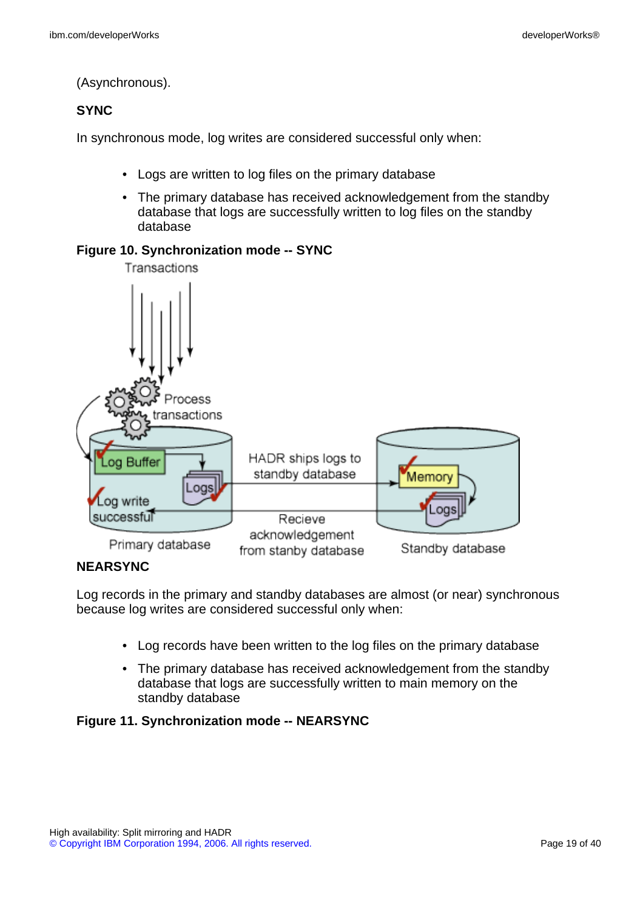(Asynchronous).

**SYNC**

In synchronous mode, log writes are considered successful only when:

- Logs are written to log files on the primary database
- The primary database has received acknowledgement from the standby database that logs are successfully written to log files on the standby database

**Figure 10. Synchronization mode -- SYNC**

**NEARSYNC**

Log records in the primary and standby databases are almost (or near) synchronous because log writes are considered successful only when:

- Log records have been written to the log files on the primary database
- The primary database has received acknowledgement from the standby database that logs are successfully written to main memory on the standby database

**Figure 11. Synchronization mode -- NEARSYNC**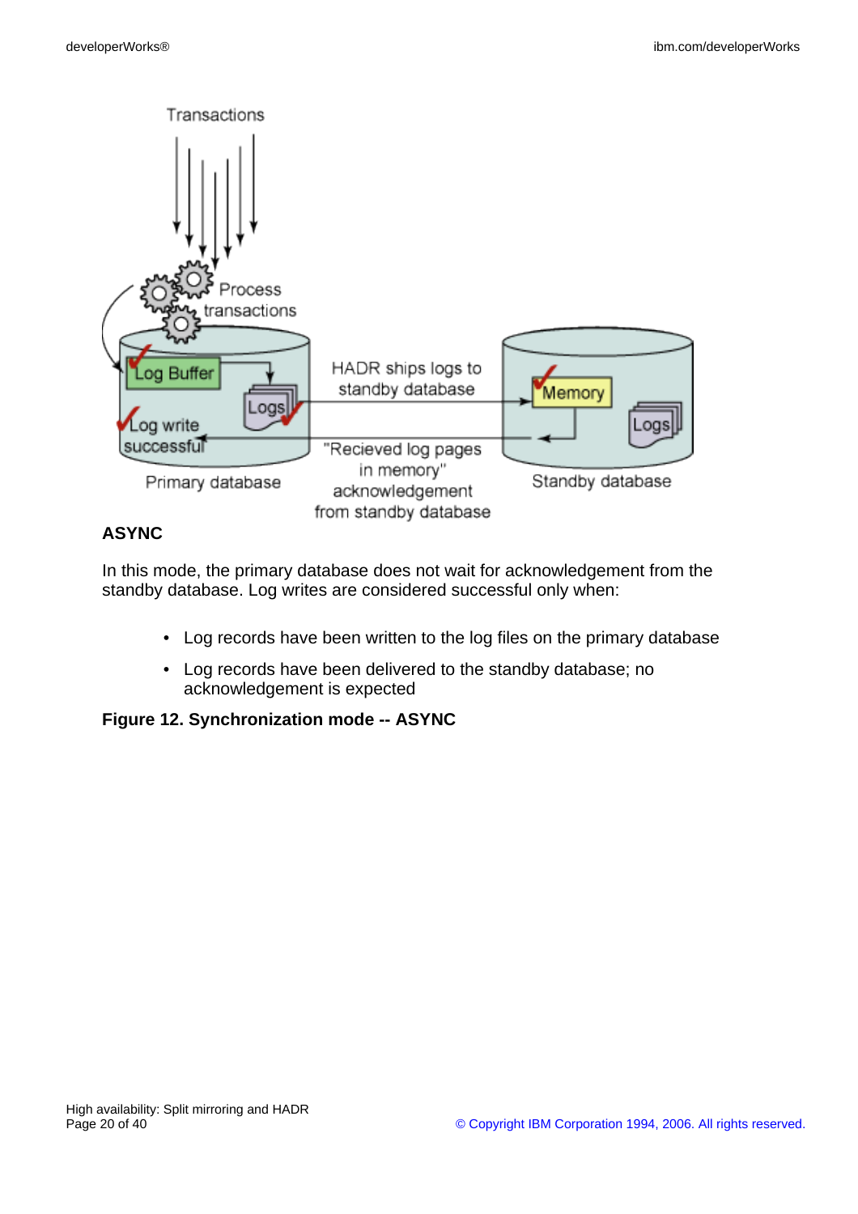## ASYNC

In this mode, the primary database does not wait for acknowledgement from the standby database. Log writes are considered successful only when:

- Log records have been written to the log files on the primary database
- Log records have been delivered to the standby database; no acknowledgement is expected

**Figure 12. Synchronization mode -- ASYNC**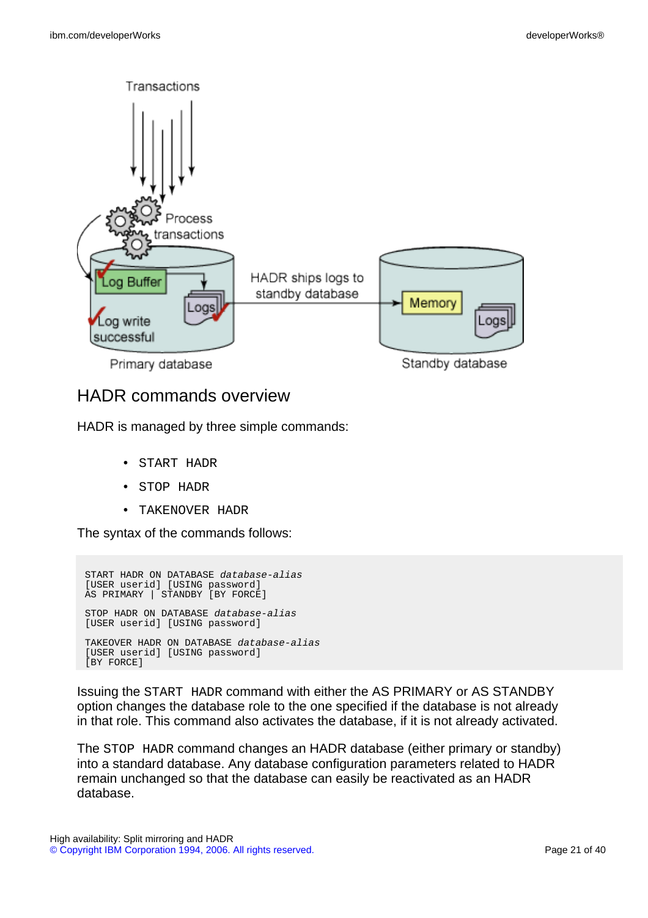## HADR commands overview

HADR is managed by three simple commands:

- `START HADR`
- `STOP HADR`
- `TAKENOVER HADR`

The syntax of the commands follows:

```
START HADR ON DATABASE database-alias
[USER userid] [USING password]
AS PRIMARY | STANDBY [BY FORCE]

STOP HADR ON DATABASE database-alias
[USER userid] [USING password]

TAKEOVER HADR ON DATABASE database-alias
[USER userid] [USING password]
[BY FORCE]
```

Issuing the `START HADR` command with either the AS PRIMARY or AS STANDBY option changes the database role to the one specified if the database is not already in that role. This command also activates the database, if it is not already activated.

The `STOP HADR` command changes an HADR database (either primary or standby) into a standard database. Any database configuration parameters related to HADR remain unchanged so that the database can easily be reactivated as an HADR database.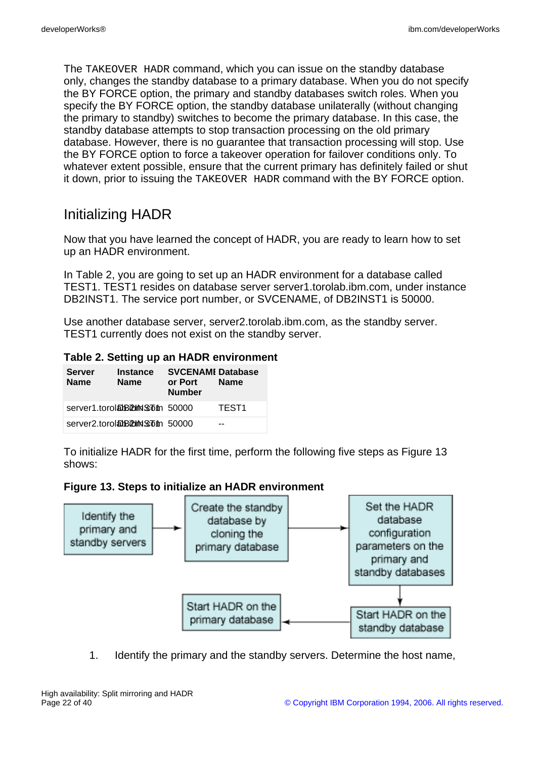The `TAKEOVER HADR` command, which you can issue on the standby database only, changes the standby database to a primary database. When you do not specify the BY FORCE option, the primary and standby databases switch roles. When you specify the BY FORCE option, the standby database unilaterally (without changing the primary to standby) switches to become the primary database. In this case, the standby database attempts to stop transaction processing on the old primary database. However, there is no guarantee that transaction processing will stop. Use the BY FORCE option to force a takeover operation for failover conditions only. To whatever extent possible, ensure that the current primary has definitely failed or shut it down, prior to issuing the `TAKEOVER HADR` command with the BY FORCE option.

## Initializing HADR

Now that you have learned the concept of HADR, you are ready to learn how to set up an HADR environment.

In Table 2, you are going to set up an HADR environment for a database called TEST1. TEST1 resides on database server server1.torolab.ibm.com, under instance DB2INST1. The service port number, or SVCENAME, of DB2INST1 is 50000.

Use another database server, server2.torolab.ibm.com, as the standby server. TEST1 currently does not exist on the standby server.

**Table 2. Setting up an HADR environment**

| Server Name | Instance Name | SVCENAME or Port Number | Database Name |
|---|---|---|---|
| server1.torolab.ibm.com | DB2INST1 | 50000 | TEST1 |
| server2.torolab.ibm.com | DB2INST1 | 50000 | -- |

To initialize HADR for the first time, perform the following five steps as Figure 13 shows:

**Figure 13. Steps to initialize an HADR environment**

Identify the primary and standby servers → Create the standby database by cloning the primary database → Set the HADR database configuration parameters on the primary and standby databases → Start HADR on the standby database → Start HADR on the primary database

1. Identify the primary and the standby servers. Determine the host name,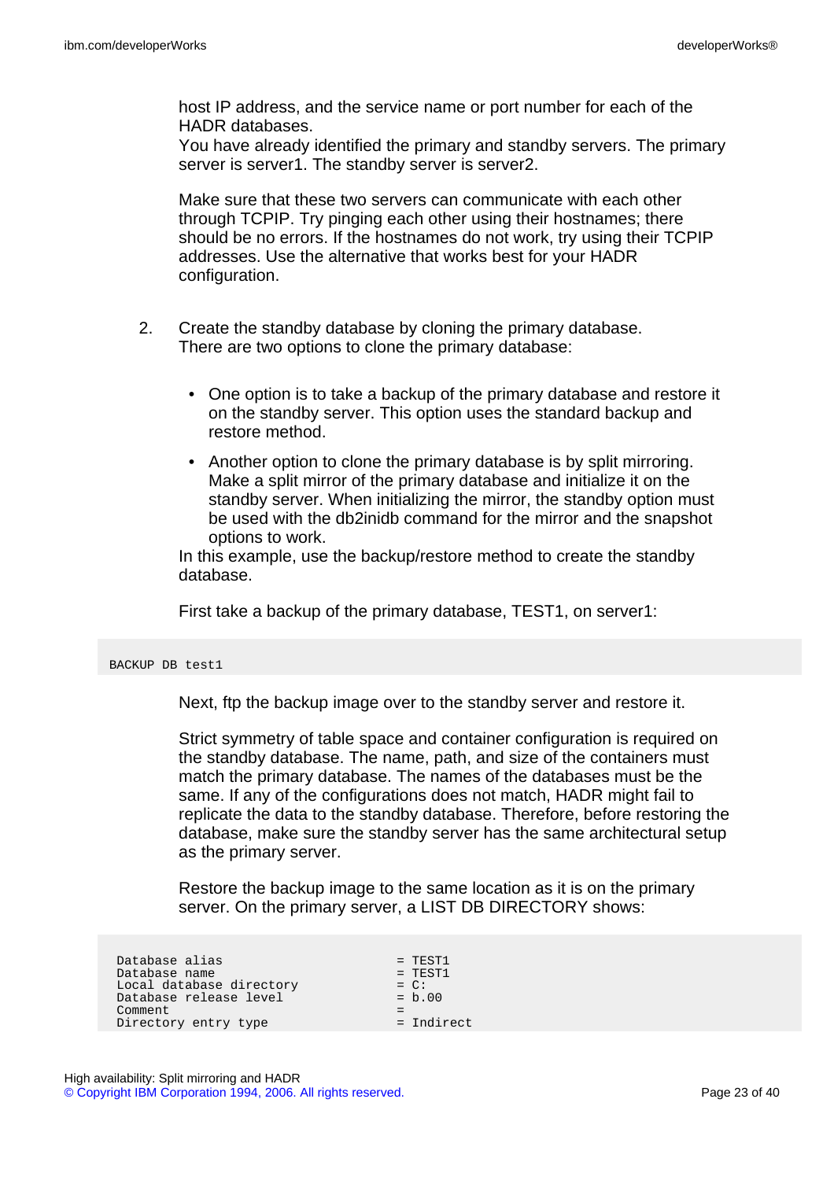host IP address, and the service name or port number for each of the HADR databases.
You have already identified the primary and standby servers. The primary server is server1. The standby server is server2.

Make sure that these two servers can communicate with each other through TCPIP. Try pinging each other using their hostnames; there should be no errors. If the hostnames do not work, try using their TCPIP addresses. Use the alternative that works best for your HADR configuration.

2. Create the standby database by cloning the primary database.
   There are two options to clone the primary database:

   - One option is to take a backup of the primary database and restore it on the standby server. This option uses the standard backup and restore method.
   - Another option to clone the primary database is by split mirroring. Make a split mirror of the primary database and initialize it on the standby server. When initializing the mirror, the standby option must be used with the db2inidb command for the mirror and the snapshot options to work.

   In this example, use the backup/restore method to create the standby database.

   First take a backup of the primary database, TEST1, on server1:

```
BACKUP DB test1
```

   Next, ftp the backup image over to the standby server and restore it.

   Strict symmetry of table space and container configuration is required on the standby database. The name, path, and size of the containers must match the primary database. The names of the databases must be the same. If any of the configurations does not match, HADR might fail to replicate the data to the standby database. Therefore, before restoring the database, make sure the standby server has the same architectural setup as the primary server.

   Restore the backup image to the same location as it is on the primary server. On the primary server, a LIST DB DIRECTORY shows:

```
Database alias                       = TEST1
Database name                        = TEST1
Local database directory             = C:
Database release level               = b.00
Comment                              =
Directory entry type                 = Indirect
```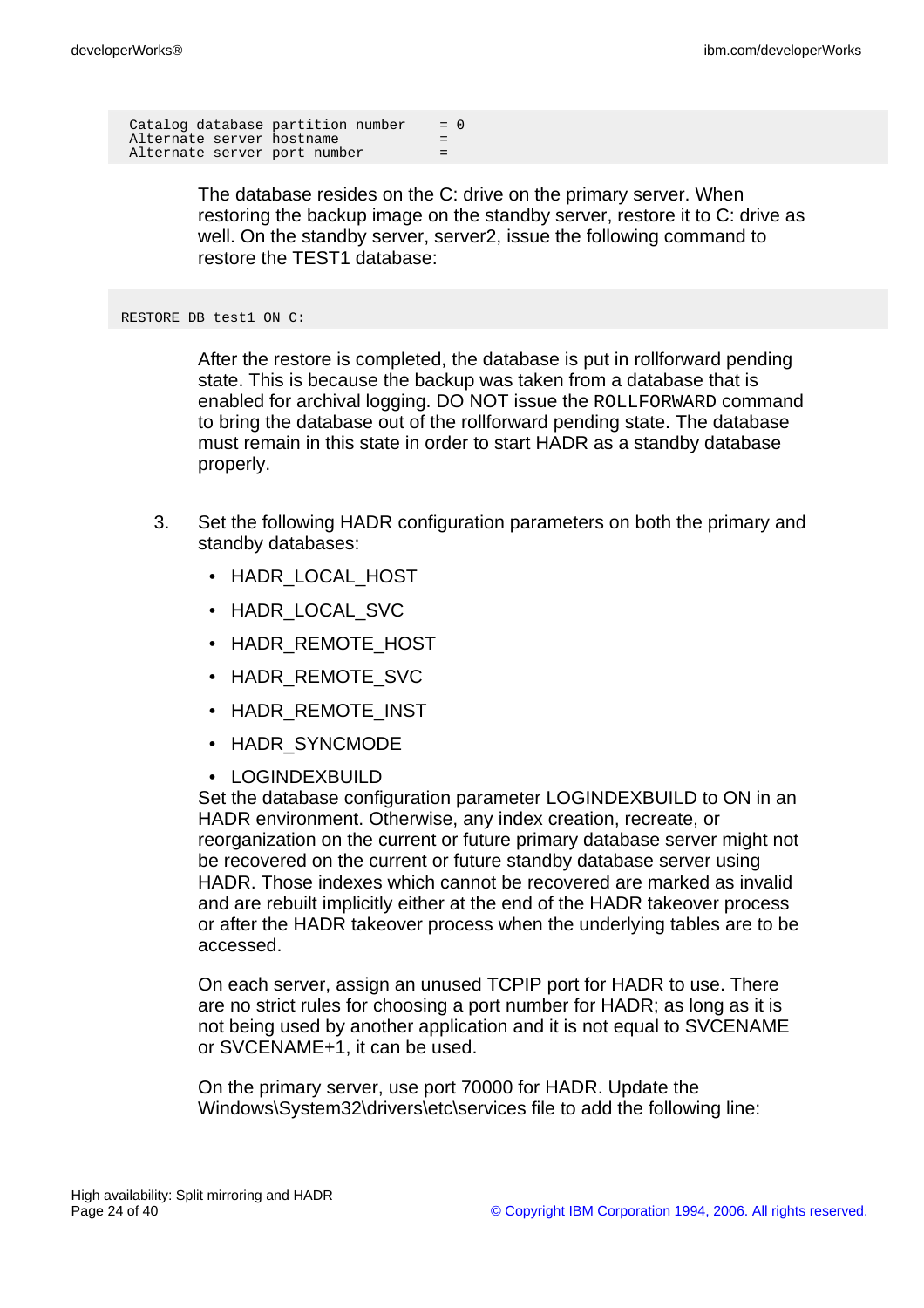```
Catalog database partition number    = 0
Alternate server hostname            =
Alternate server port number         =
```

The database resides on the C: drive on the primary server. When restoring the backup image on the standby server, restore it to C: drive as well. On the standby server, server2, issue the following command to restore the TEST1 database:

```
RESTORE DB test1 ON C:
```

After the restore is completed, the database is put in rollforward pending state. This is because the backup was taken from a database that is enabled for archival logging. DO NOT issue the `ROLLFORWARD` command to bring the database out of the rollforward pending state. The database must remain in this state in order to start HADR as a standby database properly.

3. Set the following HADR configuration parameters on both the primary and standby databases:

   - HADR_LOCAL_HOST
   - HADR_LOCAL_SVC
   - HADR_REMOTE_HOST
   - HADR_REMOTE_SVC
   - HADR_REMOTE_INST
   - HADR_SYNCMODE
   - LOGINDEXBUILD

   Set the database configuration parameter LOGINDEXBUILD to ON in an HADR environment. Otherwise, any index creation, recreate, or reorganization on the current or future primary database server might not be recovered on the current or future standby database server using HADR. Those indexes which cannot be recovered are marked as invalid and are rebuilt implicitly either at the end of the HADR takeover process or after the HADR takeover process when the underlying tables are to be accessed.

   On each server, assign an unused TCPIP port for HADR to use. There are no strict rules for choosing a port number for HADR; as long as it is not being used by another application and it is not equal to SVCENAME or SVCENAME+1, it can be used.

   On the primary server, use port 70000 for HADR. Update the Windows\System32\drivers\etc\services file to add the following line: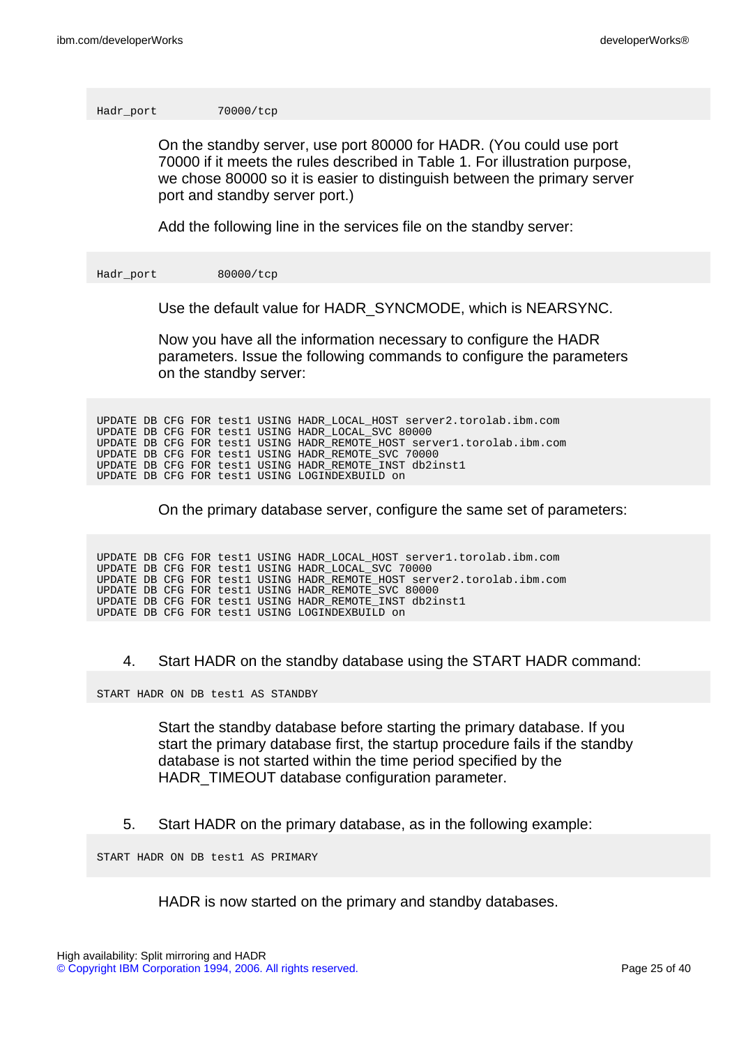```
Hadr_port        70000/tcp
```

On the standby server, use port 80000 for HADR. (You could use port 70000 if it meets the rules described in Table 1. For illustration purpose, we chose 80000 so it is easier to distinguish between the primary server port and standby server port.)

Add the following line in the services file on the standby server:

```
Hadr_port        80000/tcp
```

Use the default value for HADR_SYNCMODE, which is NEARSYNC.

Now you have all the information necessary to configure the HADR parameters. Issue the following commands to configure the parameters on the standby server:

```
UPDATE DB CFG FOR test1 USING HADR_LOCAL_HOST server2.torolab.ibm.com
UPDATE DB CFG FOR test1 USING HADR_LOCAL_SVC 80000
UPDATE DB CFG FOR test1 USING HADR_REMOTE_HOST server1.torolab.ibm.com
UPDATE DB CFG FOR test1 USING HADR_REMOTE_SVC 70000
UPDATE DB CFG FOR test1 USING HADR_REMOTE_INST db2inst1
UPDATE DB CFG FOR test1 USING LOGINDEXBUILD on
```

On the primary database server, configure the same set of parameters:

```
UPDATE DB CFG FOR test1 USING HADR_LOCAL_HOST server1.torolab.ibm.com
UPDATE DB CFG FOR test1 USING HADR_LOCAL_SVC 70000
UPDATE DB CFG FOR test1 USING HADR_REMOTE_HOST server2.torolab.ibm.com
UPDATE DB CFG FOR test1 USING HADR_REMOTE_SVC 80000
UPDATE DB CFG FOR test1 USING HADR_REMOTE_INST db2inst1
UPDATE DB CFG FOR test1 USING LOGINDEXBUILD on
```

4. Start HADR on the standby database using the START HADR command:

```
START HADR ON DB test1 AS STANDBY
```

Start the standby database before starting the primary database. If you start the primary database first, the startup procedure fails if the standby database is not started within the time period specified by the HADR_TIMEOUT database configuration parameter.

5. Start HADR on the primary database, as in the following example:

```
START HADR ON DB test1 AS PRIMARY
```

HADR is now started on the primary and standby databases.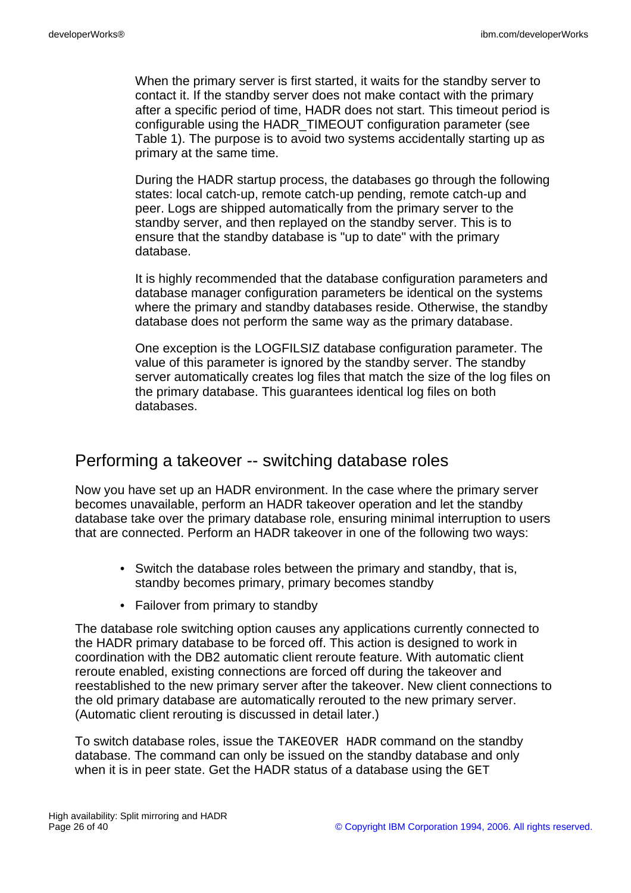When the primary server is first started, it waits for the standby server to contact it. If the standby server does not make contact with the primary after a specific period of time, HADR does not start. This timeout period is configurable using the HADR_TIMEOUT configuration parameter (see Table 1). The purpose is to avoid two systems accidentally starting up as primary at the same time.

During the HADR startup process, the databases go through the following states: local catch-up, remote catch-up pending, remote catch-up and peer. Logs are shipped automatically from the primary server to the standby server, and then replayed on the standby server. This is to ensure that the standby database is "up to date" with the primary database.

It is highly recommended that the database configuration parameters and database manager configuration parameters be identical on the systems where the primary and standby databases reside. Otherwise, the standby database does not perform the same way as the primary database.

One exception is the LOGFILSIZ database configuration parameter. The value of this parameter is ignored by the standby server. The standby server automatically creates log files that match the size of the log files on the primary database. This guarantees identical log files on both databases.

## Performing a takeover -- switching database roles

Now you have set up an HADR environment. In the case where the primary server becomes unavailable, perform an HADR takeover operation and let the standby database take over the primary database role, ensuring minimal interruption to users that are connected. Perform an HADR takeover in one of the following two ways:

- Switch the database roles between the primary and standby, that is, standby becomes primary, primary becomes standby
- Failover from primary to standby

The database role switching option causes any applications currently connected to the HADR primary database to be forced off. This action is designed to work in coordination with the DB2 automatic client reroute feature. With automatic client reroute enabled, existing connections are forced off during the takeover and reestablished to the new primary server after the takeover. New client connections to the old primary database are automatically rerouted to the new primary server. (Automatic client rerouting is discussed in detail later.)

To switch database roles, issue the `TAKEOVER HADR` command on the standby database. The command can only be issued on the standby database and only when it is in peer state. Get the HADR status of a database using the `GET`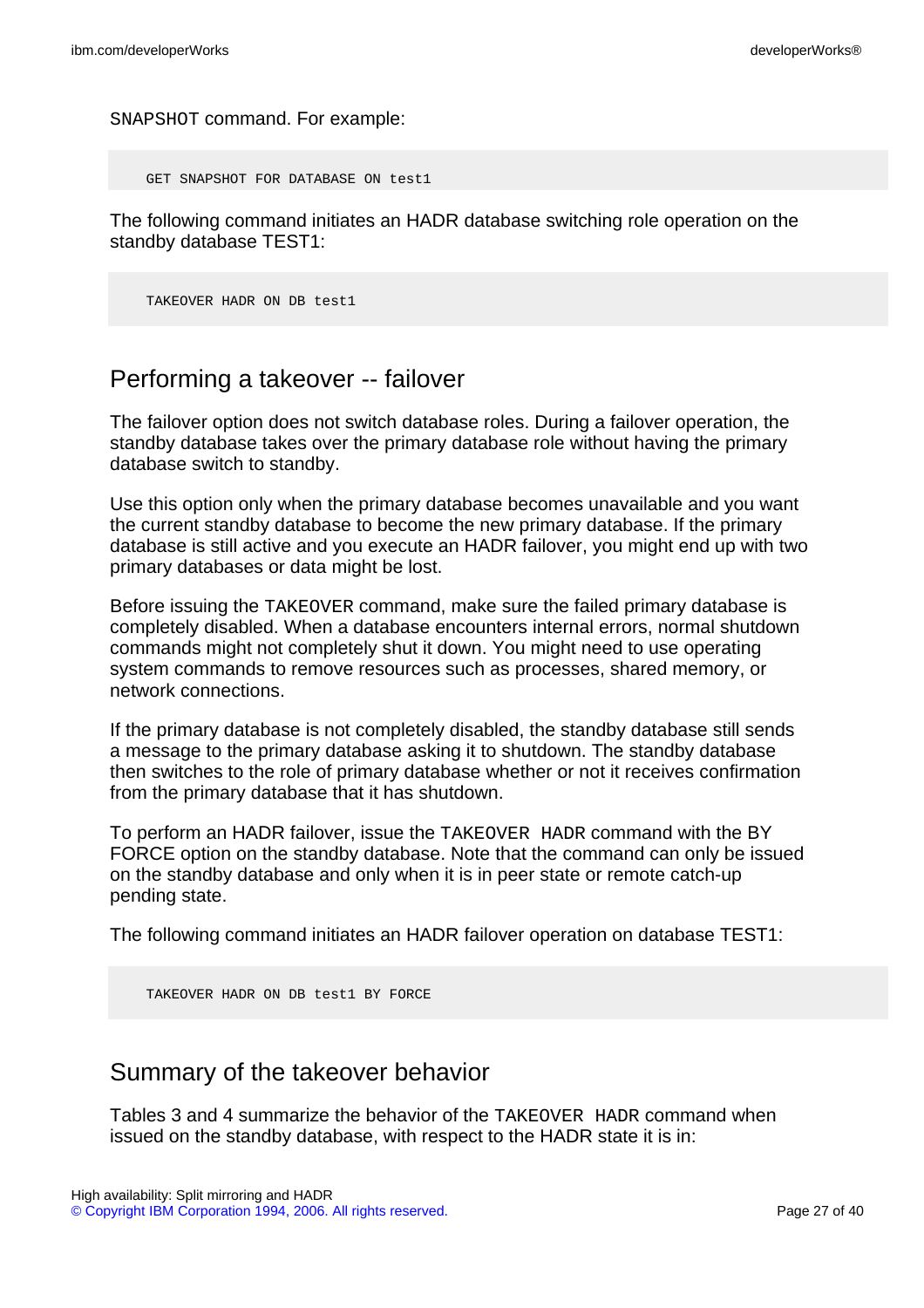SNAPSHOT command. For example:

```
GET SNAPSHOT FOR DATABASE ON test1
```

The following command initiates an HADR database switching role operation on the standby database TEST1:

```
TAKEOVER HADR ON DB test1
```

## Performing a takeover -- failover

The failover option does not switch database roles. During a failover operation, the standby database takes over the primary database role without having the primary database switch to standby.

Use this option only when the primary database becomes unavailable and you want the current standby database to become the new primary database. If the primary database is still active and you execute an HADR failover, you might end up with two primary databases or data might be lost.

Before issuing the TAKEOVER command, make sure the failed primary database is completely disabled. When a database encounters internal errors, normal shutdown commands might not completely shut it down. You might need to use operating system commands to remove resources such as processes, shared memory, or network connections.

If the primary database is not completely disabled, the standby database still sends a message to the primary database asking it to shutdown. The standby database then switches to the role of primary database whether or not it receives confirmation from the primary database that it has shutdown.

To perform an HADR failover, issue the TAKEOVER HADR command with the BY FORCE option on the standby database. Note that the command can only be issued on the standby database and only when it is in peer state or remote catch-up pending state.

The following command initiates an HADR failover operation on database TEST1:

```
TAKEOVER HADR ON DB test1 BY FORCE
```

## Summary of the takeover behavior

Tables 3 and 4 summarize the behavior of the TAKEOVER HADR command when issued on the standby database, with respect to the HADR state it is in: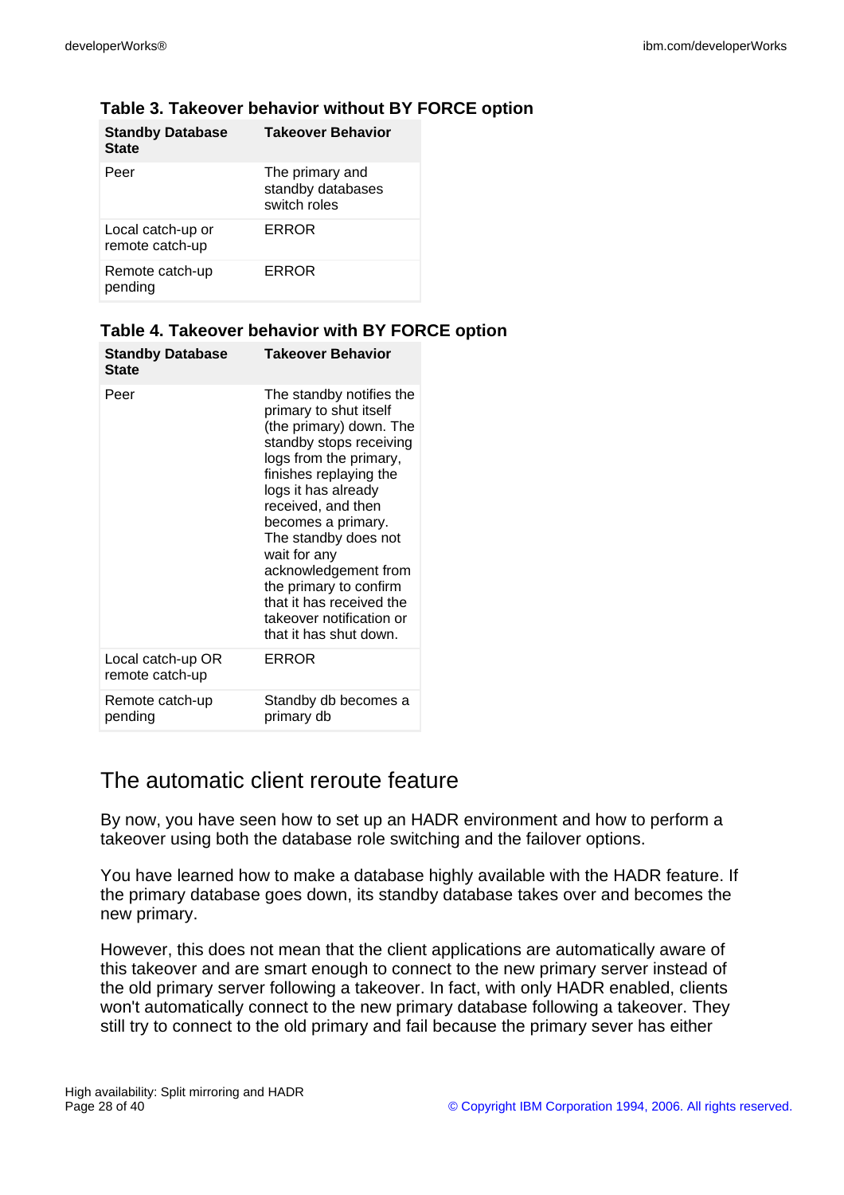**Table 3. Takeover behavior without BY FORCE option**

| Standby Database State | Takeover Behavior |
| --- | --- |
| Peer | The primary and standby databases switch roles |
| Local catch-up or remote catch-up | ERROR |
| Remote catch-up pending | ERROR |

**Table 4. Takeover behavior with BY FORCE option**

| Standby Database State | Takeover Behavior |
| --- | --- |
| Peer | The standby notifies the primary to shut itself (the primary) down. The standby stops receiving logs from the primary, finishes replaying the logs it has already received, and then becomes a primary. The standby does not wait for any acknowledgement from the primary to confirm that it has received the takeover notification or that it has shut down. |
| Local catch-up OR remote catch-up | ERROR |
| Remote catch-up pending | Standby db becomes a primary db |

## The automatic client reroute feature

By now, you have seen how to set up an HADR environment and how to perform a takeover using both the database role switching and the failover options.

You have learned how to make a database highly available with the HADR feature. If the primary database goes down, its standby database takes over and becomes the new primary.

However, this does not mean that the client applications are automatically aware of this takeover and are smart enough to connect to the new primary server instead of the old primary server following a takeover. In fact, with only HADR enabled, clients won't automatically connect to the new primary database following a takeover. They still try to connect to the old primary and fail because the primary sever has either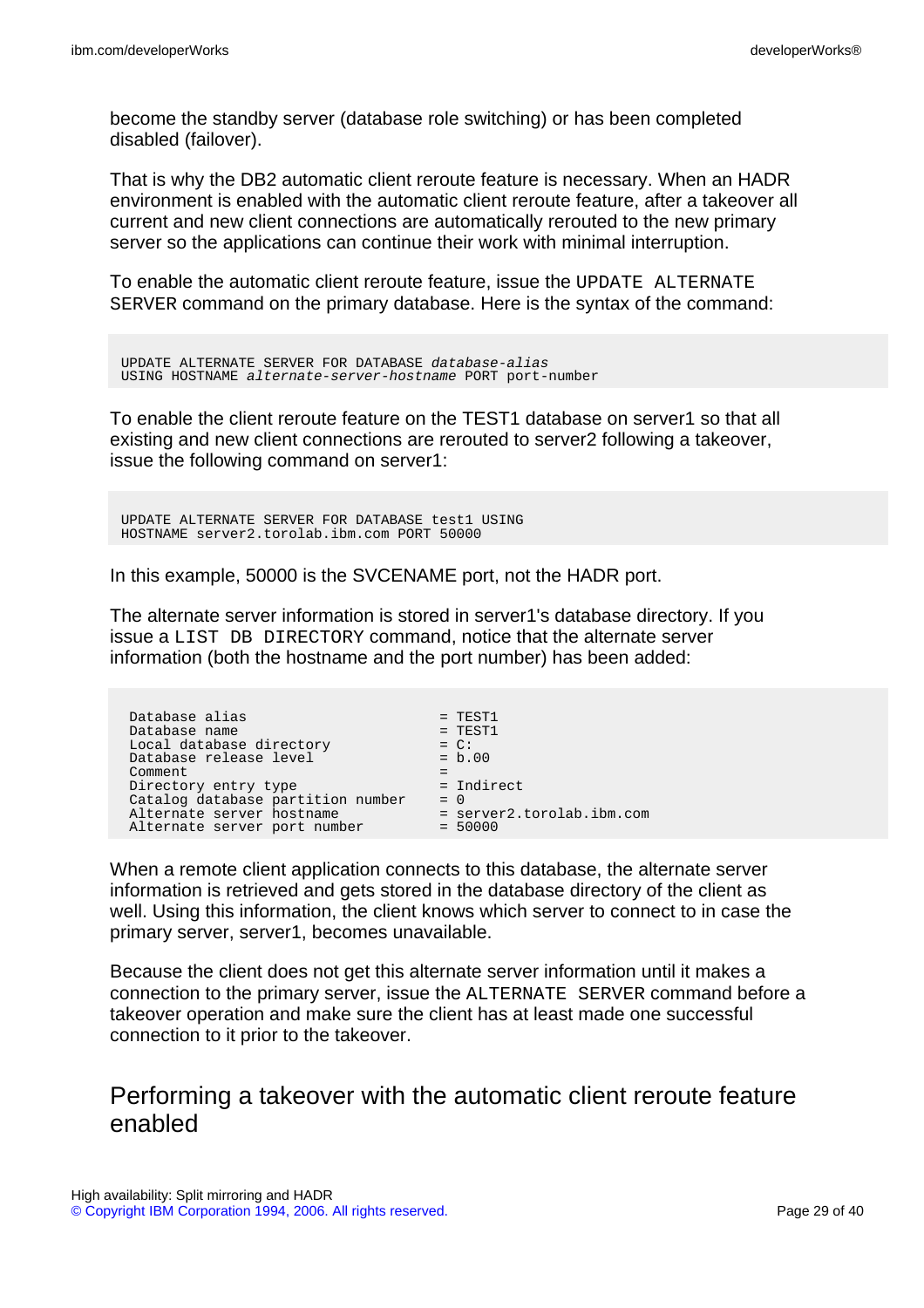become the standby server (database role switching) or has been completed disabled (failover).

That is why the DB2 automatic client reroute feature is necessary. When an HADR environment is enabled with the automatic client reroute feature, after a takeover all current and new client connections are automatically rerouted to the new primary server so the applications can continue their work with minimal interruption.

To enable the automatic client reroute feature, issue the `UPDATE ALTERNATE SERVER` command on the primary database. Here is the syntax of the command:

```
UPDATE ALTERNATE SERVER FOR DATABASE database-alias
USING HOSTNAME alternate-server-hostname PORT port-number
```

To enable the client reroute feature on the TEST1 database on server1 so that all existing and new client connections are rerouted to server2 following a takeover, issue the following command on server1:

```
UPDATE ALTERNATE SERVER FOR DATABASE test1 USING
HOSTNAME server2.torolab.ibm.com PORT 50000
```

In this example, 50000 is the SVCENAME port, not the HADR port.

The alternate server information is stored in server1's database directory. If you issue a `LIST DB DIRECTORY` command, notice that the alternate server information (both the hostname and the port number) has been added:

```
 Database alias                       = TEST1
 Database name                        = TEST1
 Local database directory             = C:
 Database release level               = b.00
 Comment                              =
 Directory entry type                 = Indirect
 Catalog database partition number    = 0
 Alternate server hostname            = server2.torolab.ibm.com
 Alternate server port number         = 50000
```

When a remote client application connects to this database, the alternate server information is retrieved and gets stored in the database directory of the client as well. Using this information, the client knows which server to connect to in case the primary server, server1, becomes unavailable.

Because the client does not get this alternate server information until it makes a connection to the primary server, issue the `ALTERNATE SERVER` command before a takeover operation and make sure the client has at least made one successful connection to it prior to the takeover.

## Performing a takeover with the automatic client reroute feature enabled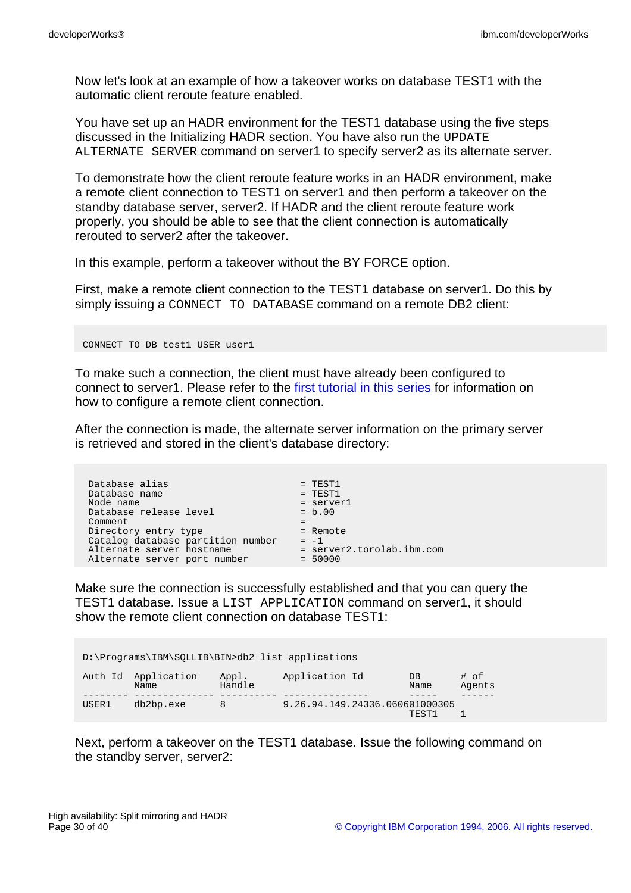Now let's look at an example of how a takeover works on database TEST1 with the automatic client reroute feature enabled.

You have set up an HADR environment for the TEST1 database using the five steps discussed in the Initializing HADR section. You have also run the `UPDATE ALTERNATE SERVER` command on server1 to specify server2 as its alternate server.

To demonstrate how the client reroute feature works in an HADR environment, make a remote client connection to TEST1 on server1 and then perform a takeover on the standby database server, server2. If HADR and the client reroute feature work properly, you should be able to see that the client connection is automatically rerouted to server2 after the takeover.

In this example, perform a takeover without the BY FORCE option.

First, make a remote client connection to the TEST1 database on server1. Do this by simply issuing a `CONNECT TO DATABASE` command on a remote DB2 client:

```
CONNECT TO DB test1 USER user1
```

To make such a connection, the client must have already been configured to connect to server1. Please refer to the first tutorial in this series for information on how to configure a remote client connection.

After the connection is made, the alternate server information on the primary server is retrieved and stored in the client's database directory:

```
 Database alias                           = TEST1
 Database name                            = TEST1
 Node name                                = server1
 Database release level                   = b.00
 Comment                                  =
 Directory entry type                     = Remote
 Catalog database partition number        = -1
 Alternate server hostname                = server2.torolab.ibm.com
 Alternate server port number             = 50000
```

Make sure the connection is successfully established and that you can query the TEST1 database. Issue a `LIST APPLICATION` command on server1, it should show the remote client connection on database TEST1:

```
D:\Programs\IBM\SQLLIB\BIN>db2 list applications

Auth Id  Application    Appl.      Application Id              DB       # of
         Name           Handle                                 Name     Agents
-------- -------------- ---------- ---------------             -----    ------
USER1    db2bp.exe      8          9.26.94.149.24336.060601000305
                                                               TEST1    1
```

Next, perform a takeover on the TEST1 database. Issue the following command on the standby server, server2: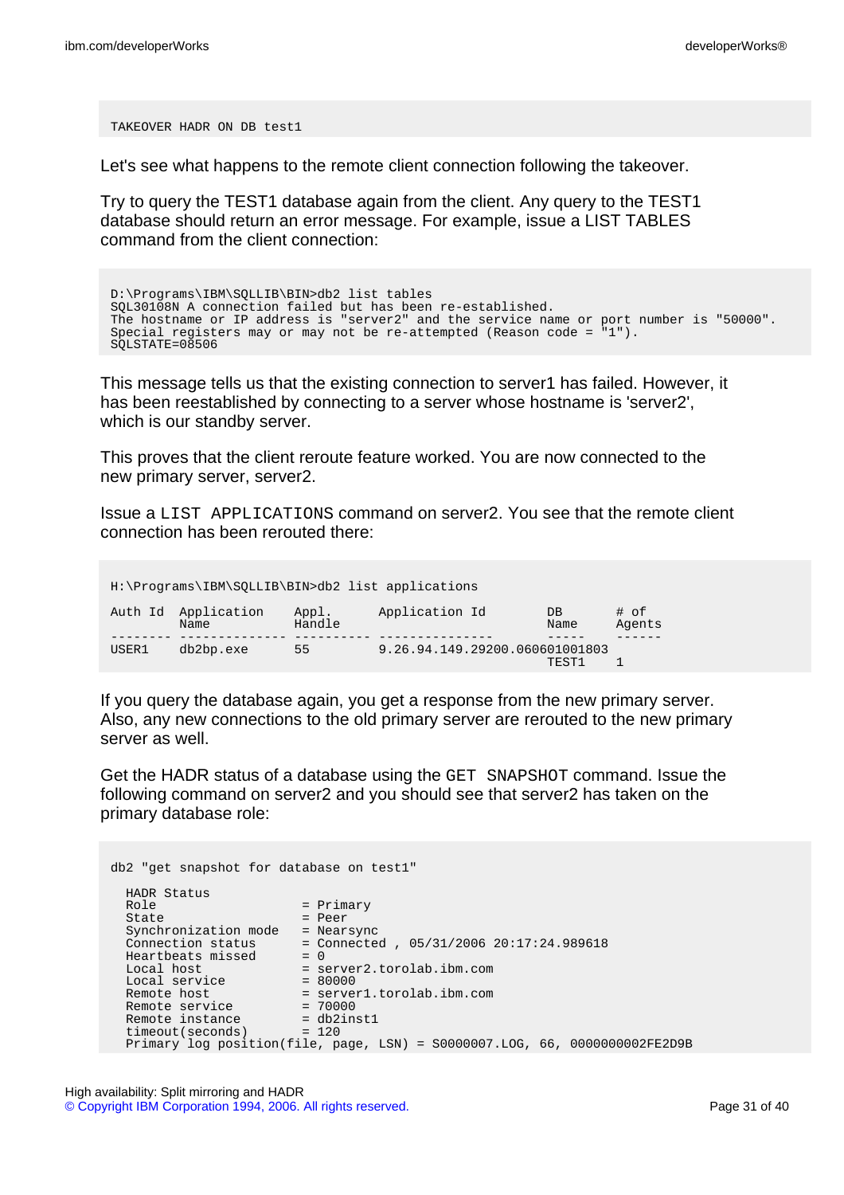```
TAKEOVER HADR ON DB test1
```

Let's see what happens to the remote client connection following the takeover.

Try to query the TEST1 database again from the client. Any query to the TEST1 database should return an error message. For example, issue a LIST TABLES command from the client connection:

```
D:\Programs\IBM\SQLLIB\BIN>db2 list tables
SQL30108N A connection failed but has been re-established.
The hostname or IP address is "server2" and the service name or port number is "50000".
Special registers may or may not be re-attempted (Reason code = "1").
SQLSTATE=08506
```

This message tells us that the existing connection to server1 has failed. However, it has been reestablished by connecting to a server whose hostname is 'server2', which is our standby server.

This proves that the client reroute feature worked. You are now connected to the new primary server, server2.

Issue a `LIST APPLICATIONS` command on server2. You see that the remote client connection has been rerouted there:

```
H:\Programs\IBM\SQLLIB\BIN>db2 list applications

Auth Id  Application    Appl.      Application Id          DB       # of
         Name           Handle                             Name     Agents
-------- -------------- ---------- ---------------         -----    ------
USER1    db2bp.exe      55         9.26.94.149.29200.060601001803
                                                           TEST1    1
```

If you query the database again, you get a response from the new primary server. Also, any new connections to the old primary server are rerouted to the new primary server as well.

Get the HADR status of a database using the `GET SNAPSHOT` command. Issue the following command on server2 and you should see that server2 has taken on the primary database role:

```
db2 "get snapshot for database on test1"

  HADR Status
  Role                    = Primary
  State                   = Peer
  Synchronization mode    = Nearsync
  Connection status       = Connected , 05/31/2006 20:17:24.989618
  Heartbeats missed       = 0
  Local host              = server2.torolab.ibm.com
  Local service           = 80000
  Remote host             = server1.torolab.ibm.com
  Remote service          = 70000
  Remote instance         = db2inst1
  timeout(seconds)        = 120
  Primary log position(file, page, LSN) = S0000007.LOG, 66, 0000000002FE2D9B
```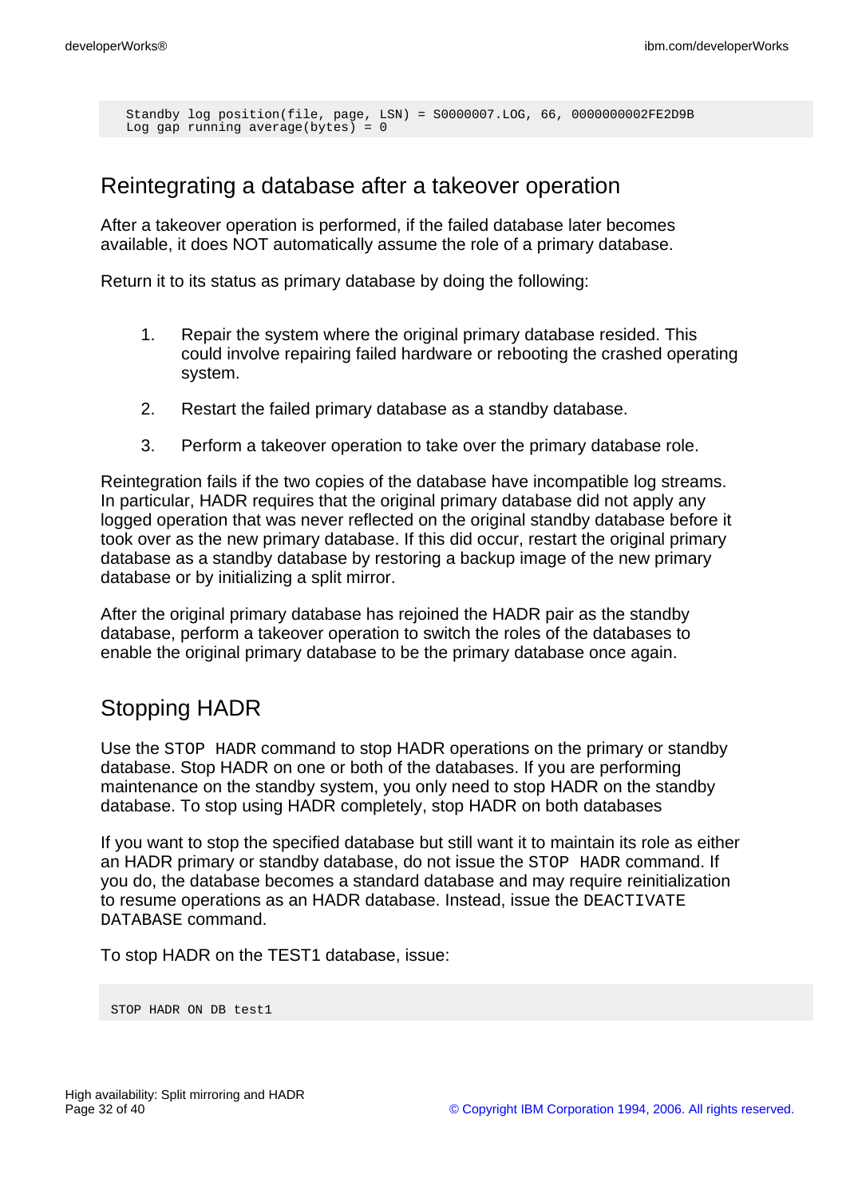```
Standby log position(file, page, LSN) = S0000007.LOG, 66, 0000000002FE2D9B
Log gap running average(bytes) = 0
```

## Reintegrating a database after a takeover operation

After a takeover operation is performed, if the failed database later becomes available, it does NOT automatically assume the role of a primary database.

Return it to its status as primary database by doing the following:

1. Repair the system where the original primary database resided. This could involve repairing failed hardware or rebooting the crashed operating system.
2. Restart the failed primary database as a standby database.
3. Perform a takeover operation to take over the primary database role.

Reintegration fails if the two copies of the database have incompatible log streams. In particular, HADR requires that the original primary database did not apply any logged operation that was never reflected on the original standby database before it took over as the new primary database. If this did occur, restart the original primary database as a standby database by restoring a backup image of the new primary database or by initializing a split mirror.

After the original primary database has rejoined the HADR pair as the standby database, perform a takeover operation to switch the roles of the databases to enable the original primary database to be the primary database once again.

## Stopping HADR

Use the `STOP HADR` command to stop HADR operations on the primary or standby database. Stop HADR on one or both of the databases. If you are performing maintenance on the standby system, you only need to stop HADR on the standby database. To stop using HADR completely, stop HADR on both databases

If you want to stop the specified database but still want it to maintain its role as either an HADR primary or standby database, do not issue the `STOP HADR` command. If you do, the database becomes a standard database and may require reinitialization to resume operations as an HADR database. Instead, issue the `DEACTIVATE DATABASE` command.

To stop HADR on the TEST1 database, issue:

```
STOP HADR ON DB test1
```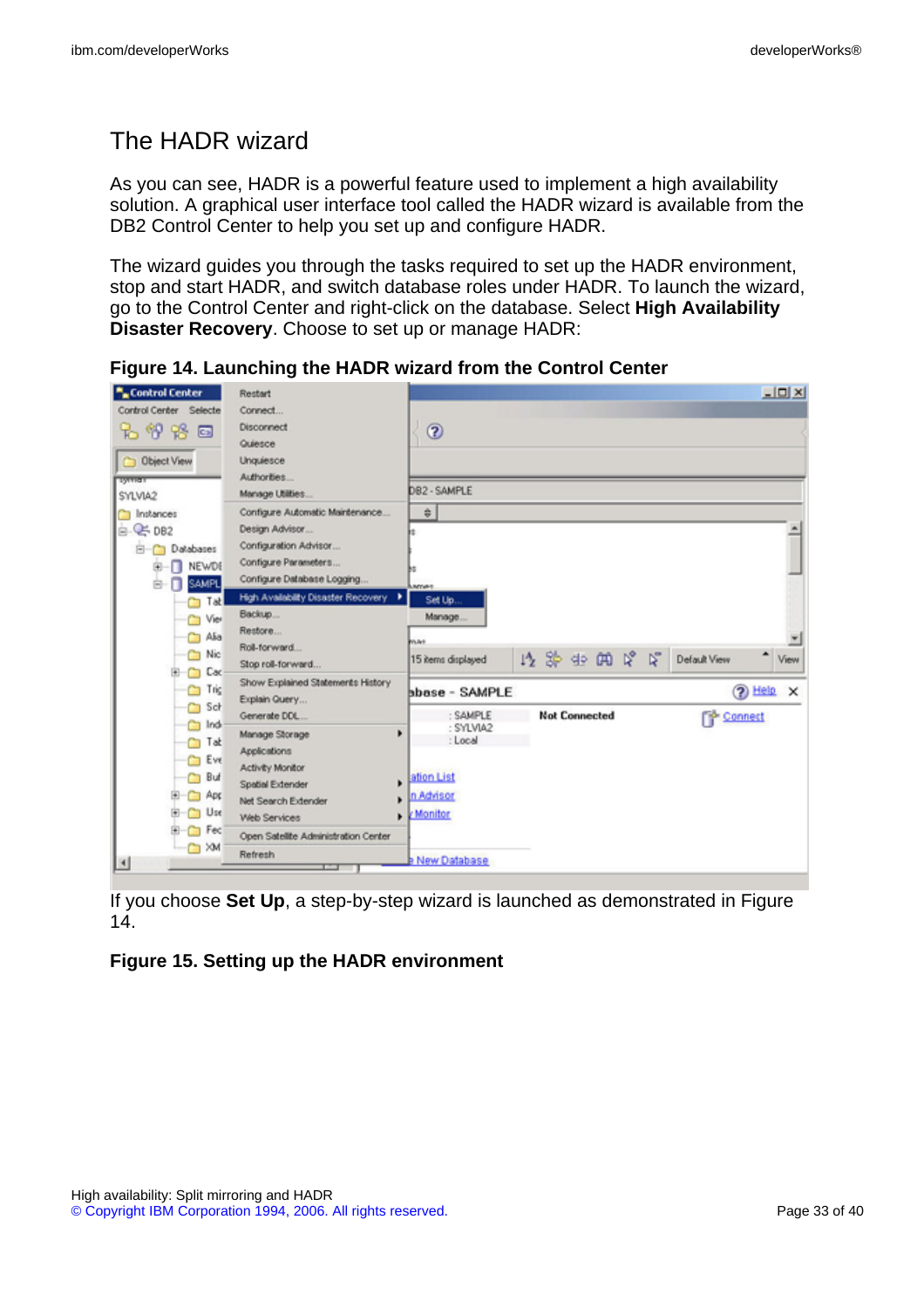## The HADR wizard

As you can see, HADR is a powerful feature used to implement a high availability solution. A graphical user interface tool called the HADR wizard is available from the DB2 Control Center to help you set up and configure HADR.

The wizard guides you through the tasks required to set up the HADR environment, stop and start HADR, and switch database roles under HADR. To launch the wizard, go to the Control Center and right-click on the database. Select **High Availability Disaster Recovery**. Choose to set up or manage HADR:

**Figure 14. Launching the HADR wizard from the Control Center**

If you choose **Set Up**, a step-by-step wizard is launched as demonstrated in Figure 14.

**Figure 15. Setting up the HADR environment**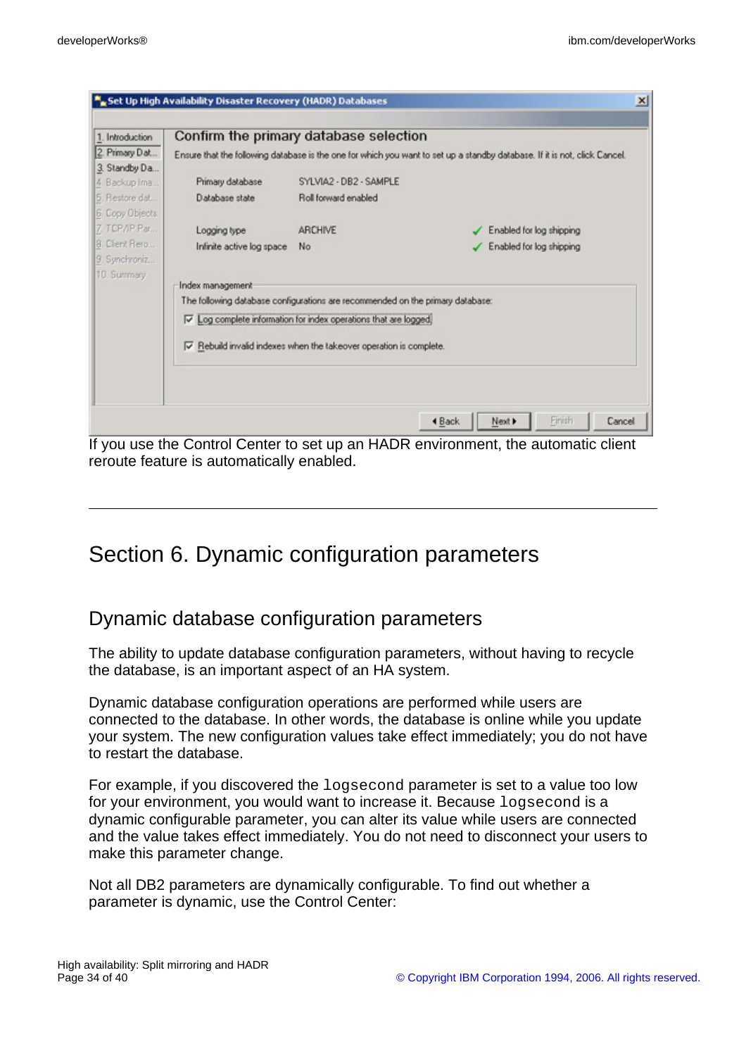If you use the Control Center to set up an HADR environment, the automatic client reroute feature is automatically enabled.

---

# Section 6. Dynamic configuration parameters

## Dynamic database configuration parameters

The ability to update database configuration parameters, without having to recycle the database, is an important aspect of an HA system.

Dynamic database configuration operations are performed while users are connected to the database. In other words, the database is online while you update your system. The new configuration values take effect immediately; you do not have to restart the database.

For example, if you discovered the `logsecond` parameter is set to a value too low for your environment, you would want to increase it. Because `logsecond` is a dynamic configurable parameter, you can alter its value while users are connected and the value takes effect immediately. You do not need to disconnect your users to make this parameter change.

Not all DB2 parameters are dynamically configurable. To find out whether a parameter is dynamic, use the Control Center: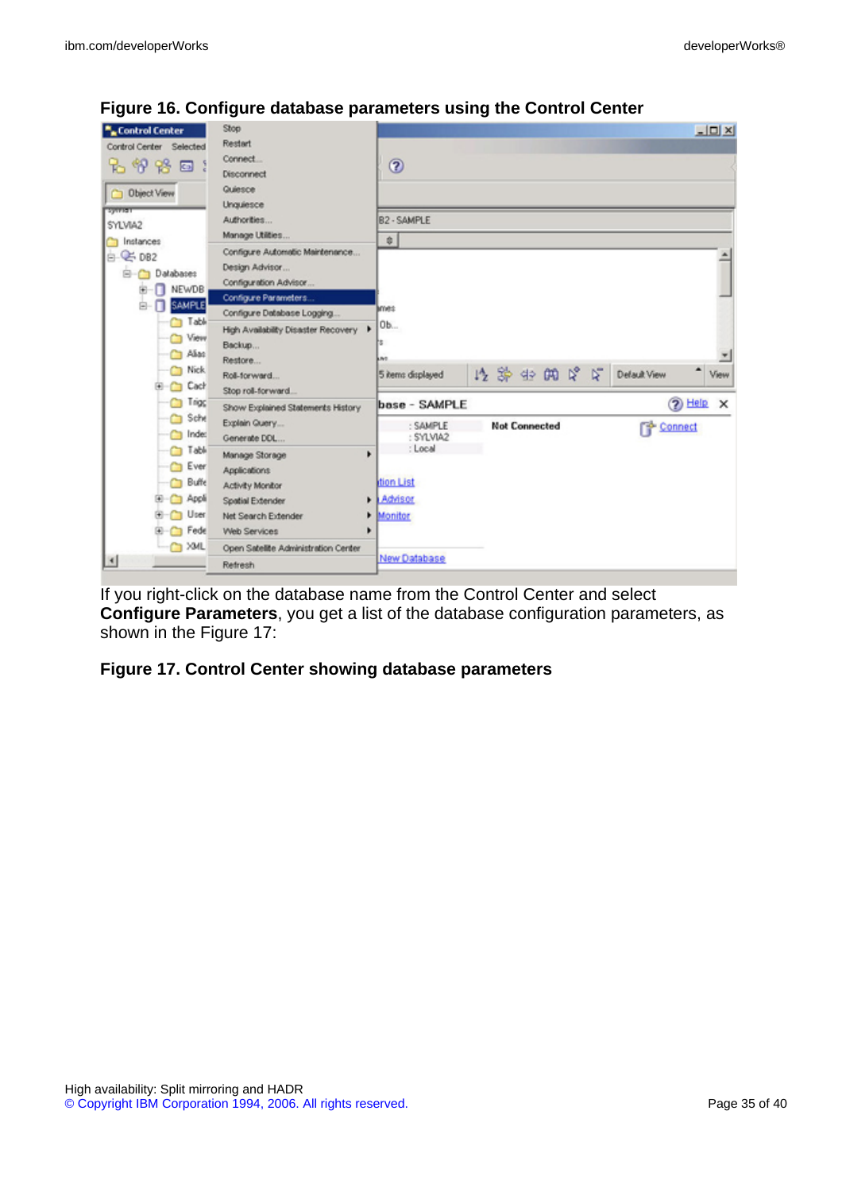**Figure 16. Configure database parameters using the Control Center**

If you right-click on the database name from the Control Center and select **Configure Parameters**, you get a list of the database configuration parameters, as shown in the Figure 17:

**Figure 17. Control Center showing database parameters**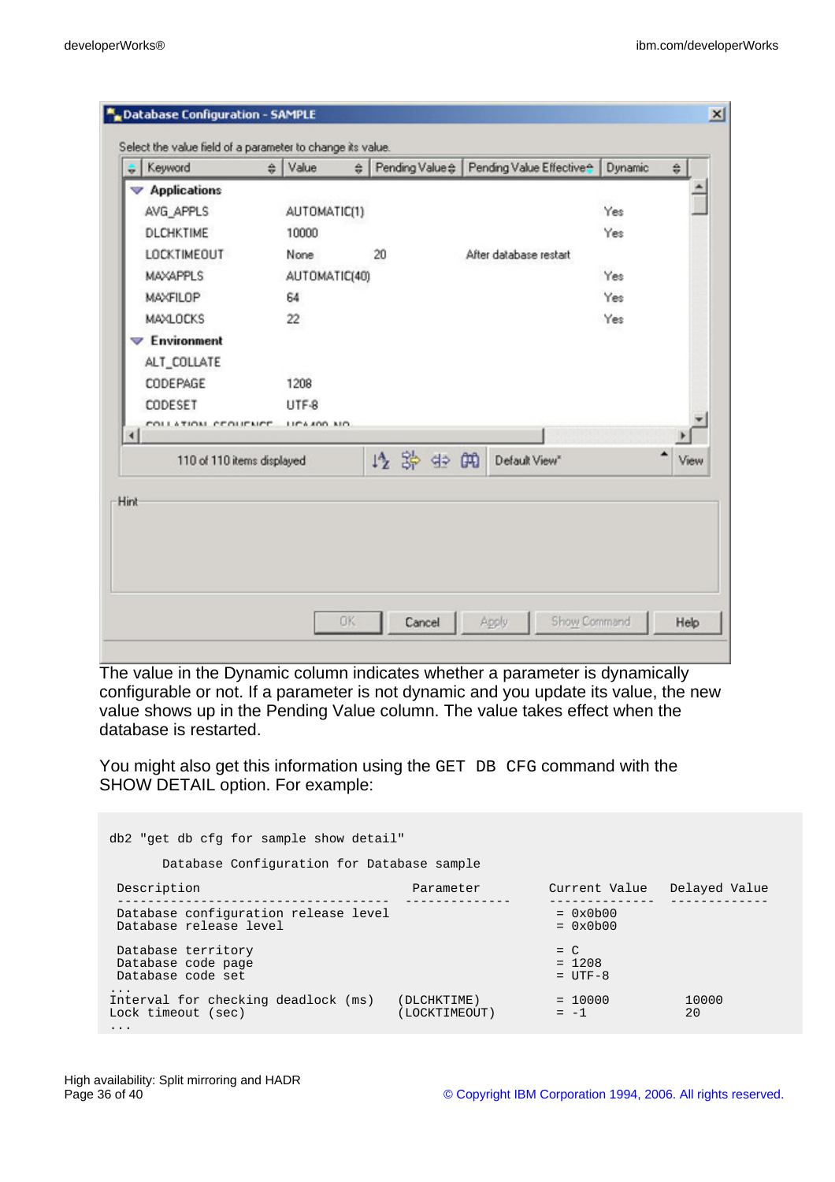The value in the Dynamic column indicates whether a parameter is dynamically configurable or not. If a parameter is not dynamic and you update its value, the new value shows up in the Pending Value column. The value takes effect when the database is restarted.

You might also get this information using the `GET DB CFG` command with the SHOW DETAIL option. For example:

```
db2 "get db cfg for sample show detail"

       Database Configuration for Database sample

 Description                            Parameter        Current Value    Delayed Value
 ---------------------------------------  --------------   --------------   -------------
 Database configuration release level                     = 0x0b00
 Database release level                                   = 0x0b00

 Database territory                                       = C
 Database code page                                       = 1208
 Database code set                                        = UTF-8
...
Interval for checking deadlock (ms)   (DLCHKTIME)         = 10000           10000
Lock timeout (sec)                    (LOCKTIMEOUT)       = -1              20
...
```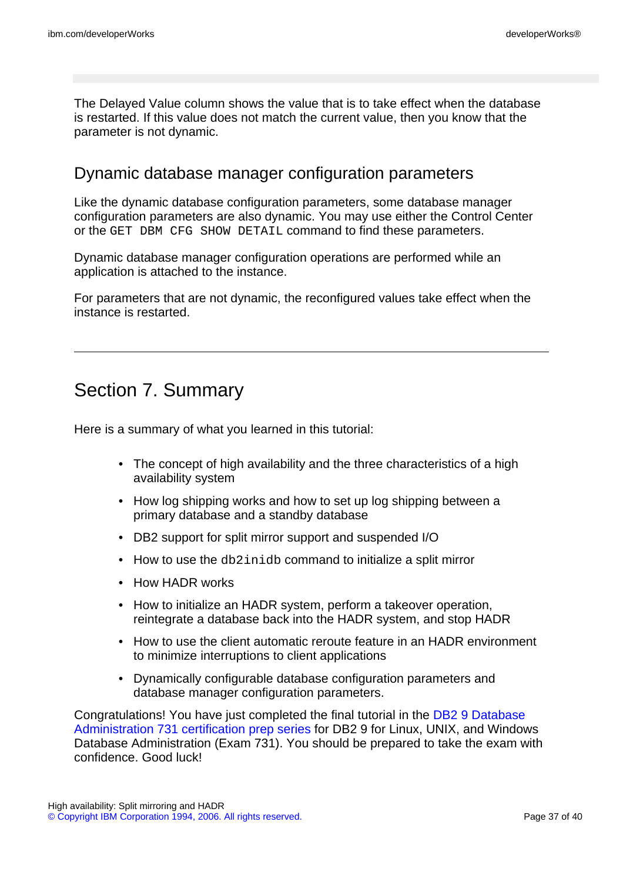The Delayed Value column shows the value that is to take effect when the database is restarted. If this value does not match the current value, then you know that the parameter is not dynamic.

### Dynamic database manager configuration parameters

Like the dynamic database configuration parameters, some database manager configuration parameters are also dynamic. You may use either the Control Center or the `GET DBM CFG SHOW DETAIL` command to find these parameters.

Dynamic database manager configuration operations are performed while an application is attached to the instance.

For parameters that are not dynamic, the reconfigured values take effect when the instance is restarted.

---

## Section 7. Summary

Here is a summary of what you learned in this tutorial:

- The concept of high availability and the three characteristics of a high availability system
- How log shipping works and how to set up log shipping between a primary database and a standby database
- DB2 support for split mirror support and suspended I/O
- How to use the `db2inidb` command to initialize a split mirror
- How HADR works
- How to initialize an HADR system, perform a takeover operation, reintegrate a database back into the HADR system, and stop HADR
- How to use the client automatic reroute feature in an HADR environment to minimize interruptions to client applications
- Dynamically configurable database configuration parameters and database manager configuration parameters.

Congratulations! You have just completed the final tutorial in the DB2 9 Database Administration 731 certification prep series for DB2 9 for Linux, UNIX, and Windows Database Administration (Exam 731). You should be prepared to take the exam with confidence. Good luck!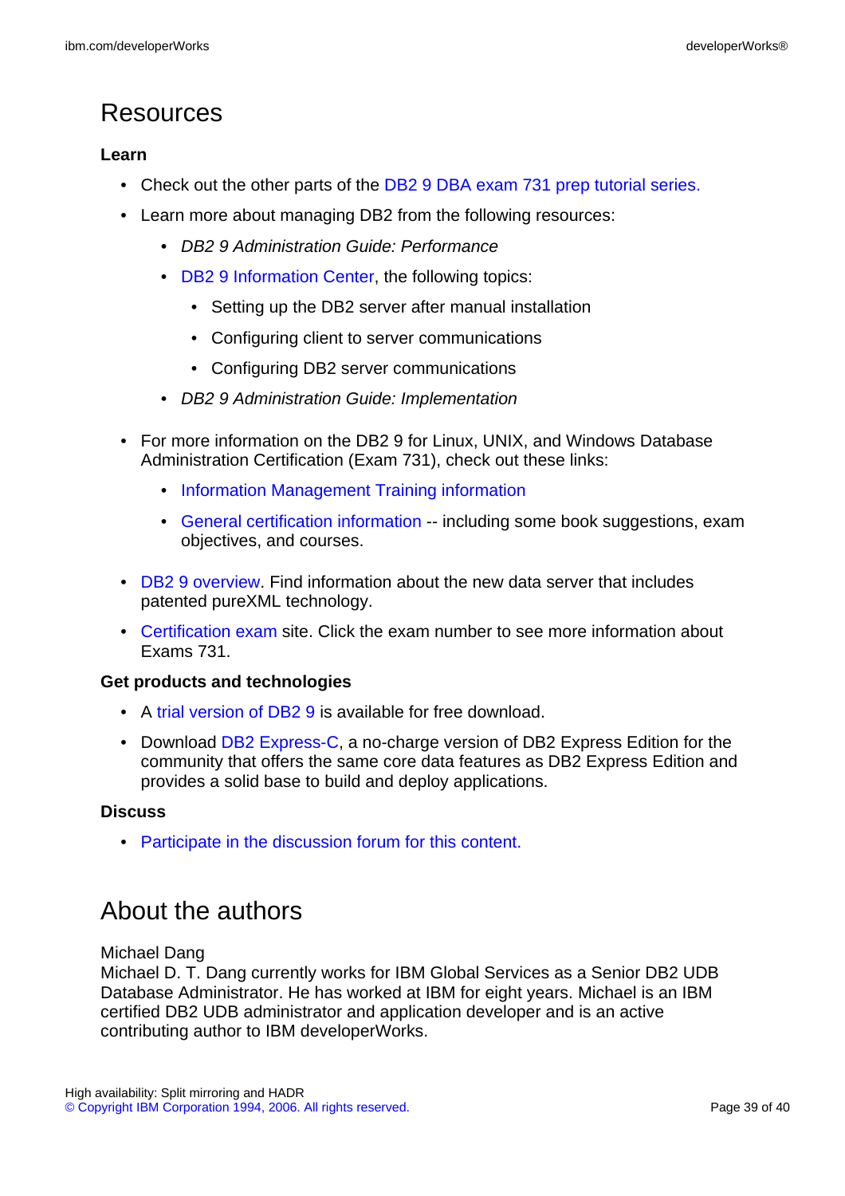## Resources

**Learn**

- Check out the other parts of the DB2 9 DBA exam 731 prep tutorial series.
- Learn more about managing DB2 from the following resources:
  - *DB2 9 Administration Guide: Performance*
  - DB2 9 Information Center, the following topics:
    - Setting up the DB2 server after manual installation
    - Configuring client to server communications
    - Configuring DB2 server communications
  - *DB2 9 Administration Guide: Implementation*
- For more information on the DB2 9 for Linux, UNIX, and Windows Database Administration Certification (Exam 731), check out these links:
  - Information Management Training information
  - General certification information -- including some book suggestions, exam objectives, and courses.
- DB2 9 overview. Find information about the new data server that includes patented pureXML technology.
- Certification exam site. Click the exam number to see more information about Exams 731.

**Get products and technologies**

- A trial version of DB2 9 is available for free download.
- Download DB2 Express-C, a no-charge version of DB2 Express Edition for the community that offers the same core data features as DB2 Express Edition and provides a solid base to build and deploy applications.

**Discuss**

- Participate in the discussion forum for this content.

## About the authors

Michael Dang
Michael D. T. Dang currently works for IBM Global Services as a Senior DB2 UDB Database Administrator. He has worked at IBM for eight years. Michael is an IBM certified DB2 UDB administrator and application developer and is an active contributing author to IBM developerWorks.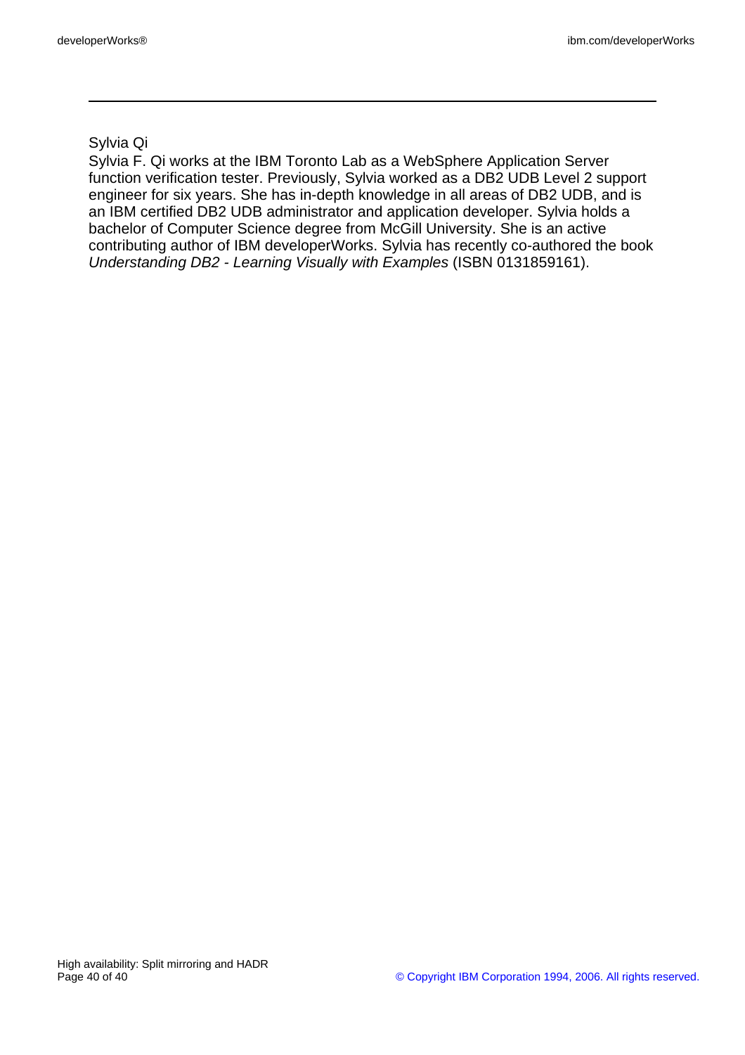Sylvia Qi

Sylvia F. Qi works at the IBM Toronto Lab as a WebSphere Application Server function verification tester. Previously, Sylvia worked as a DB2 UDB Level 2 support engineer for six years. She has in-depth knowledge in all areas of DB2 UDB, and is an IBM certified DB2 UDB administrator and application developer. Sylvia holds a bachelor of Computer Science degree from McGill University. She is an active contributing author of IBM developerWorks. Sylvia has recently co-authored the book *Understanding DB2 - Learning Visually with Examples* (ISBN 0131859161).